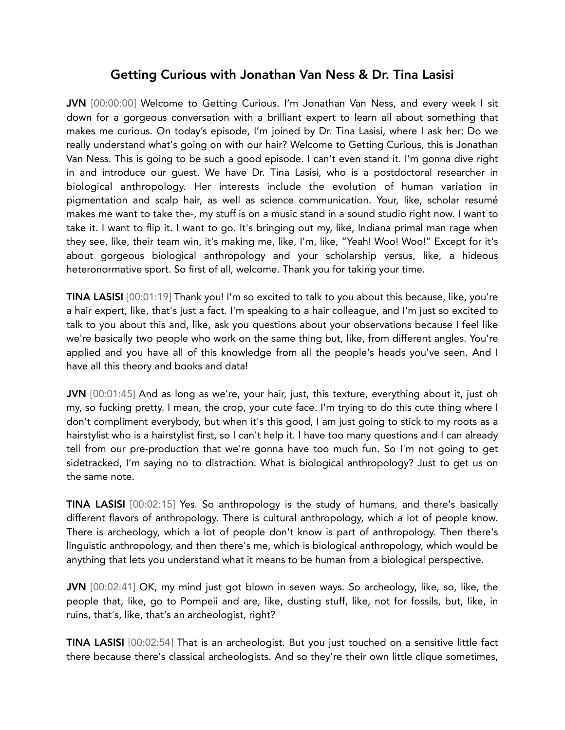# Getting Curious with Jonathan Van Ness & Dr. Tina Lasisi

**JVN** [00:00:00] Welcome to Getting Curious. I'm Jonathan Van Ness, and every week I sit down for a gorgeous conversation with a brilliant expert to learn all about something that makes me curious. On today's episode, I'm joined by Dr. Tina Lasisi, where I ask her: Do we really understand what's going on with our hair? Welcome to Getting Curious, this is Jonathan Van Ness. This is going to be such a good episode. I can't even stand it. I'm gonna dive right in and introduce our guest. We have Dr. Tina Lasisi, who is a postdoctoral researcher in biological anthropology. Her interests include the evolution of human variation in pigmentation and scalp hair, as well as science communication. Your, like, scholar resumé makes me want to take the-, my stuff is on a music stand in a sound studio right now. I want to take it. I want to flip it. I want to go. It's bringing out my, like, Indiana primal man rage when they see, like, their team win, it's making me, like, I'm, like, "Yeah! Woo! Woo!" Except for it's about gorgeous biological anthropology and your scholarship versus, like, a hideous heteronormative sport. So first of all, welcome. Thank you for taking your time.

**TINA LASISI** [00:01:19] Thank you! I'm so excited to talk to you about this because, like, you're a hair expert, like, that's just a fact. I'm speaking to a hair colleague, and I'm just so excited to talk to you about this and, like, ask you questions about your observations because I feel like we're basically two people who work on the same thing but, like, from different angles. You're applied and you have all of this knowledge from all the people's heads you've seen. And I have all this theory and books and data!

**JVN** [00:01:45] And as long as we're, your hair, just, this texture, everything about it, just oh my, so fucking pretty. I mean, the crop, your cute face. I'm trying to do this cute thing where I don't compliment everybody, but when it's this good, I am just going to stick to my roots as a hairstylist who is a hairstylist first, so I can't help it. I have too many questions and I can already tell from our pre-production that we're gonna have too much fun. So I'm not going to get sidetracked, I'm saying no to distraction. What is biological anthropology? Just to get us on the same note.

**TINA LASISI** [00:02:15] Yes. So anthropology is the study of humans, and there's basically different flavors of anthropology. There is cultural anthropology, which a lot of people know. There is archeology, which a lot of people don't know is part of anthropology. Then there's linguistic anthropology, and then there's me, which is biological anthropology, which would be anything that lets you understand what it means to be human from a biological perspective.

**JVN** [00:02:41] OK, my mind just got blown in seven ways. So archeology, like, so, like, the people that, like, go to Pompeii and are, like, dusting stuff, like, not for fossils, but, like, in ruins, that's, like, that's an archeologist, right?

**TINA LASISI** [00:02:54] That is an archeologist. But you just touched on a sensitive little fact there because there's classical archeologists. And so they're their own little clique sometimes,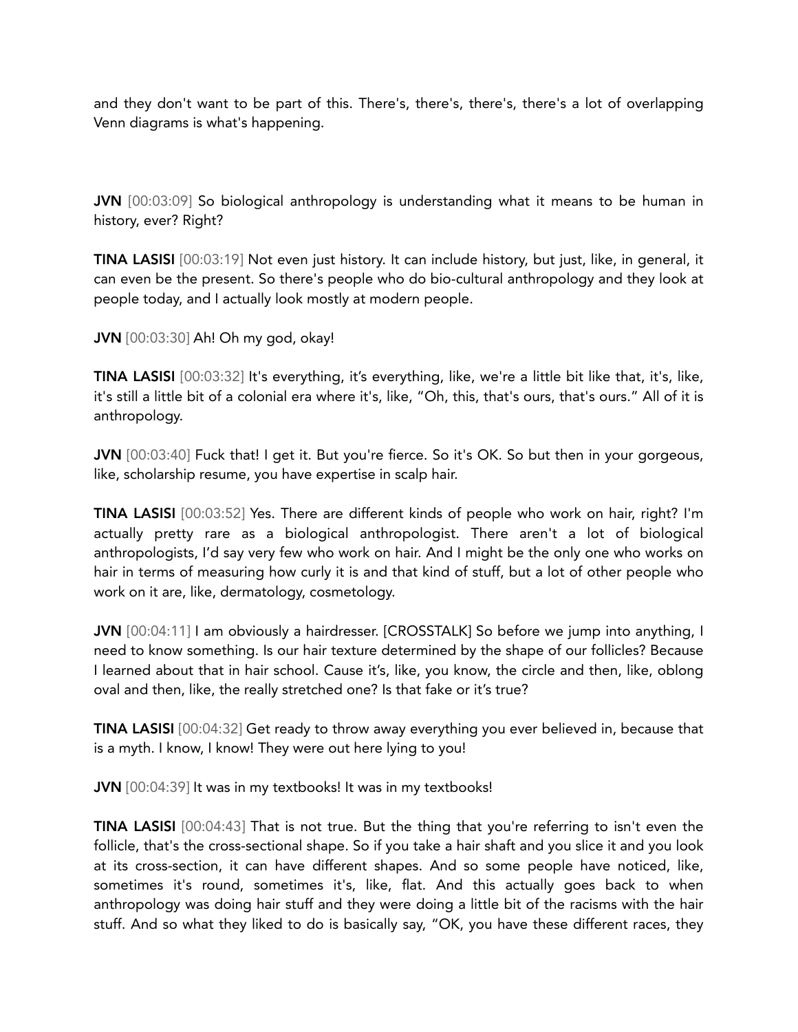and they don't want to be part of this. There's, there's, there's, there's a lot of overlapping Venn diagrams is what's happening.

**JVN** [00:03:09] So biological anthropology is understanding what it means to be human in history, ever? Right?

**TINA LASISI** [00:03:19] Not even just history. It can include history, but just, like, in general, it can even be the present. So there's people who do bio-cultural anthropology and they look at people today, and I actually look mostly at modern people.

**JVN** [00:03:30] Ah! Oh my god, okay!

**TINA LASISI** [00:03:32] It's everything, it's everything, like, we're a little bit like that, it's, like, it's still a little bit of a colonial era where it's, like, "Oh, this, that's ours, that's ours." All of it is anthropology.

**JVN** [00:03:40] Fuck that! I get it. But you're fierce. So it's OK. So but then in your gorgeous, like, scholarship resume, you have expertise in scalp hair.

**TINA LASISI** [00:03:52] Yes. There are different kinds of people who work on hair, right? I'm actually pretty rare as a biological anthropologist. There aren't a lot of biological anthropologists, I'd say very few who work on hair. And I might be the only one who works on hair in terms of measuring how curly it is and that kind of stuff, but a lot of other people who work on it are, like, dermatology, cosmetology.

**JVN** [00:04:11] I am obviously a hairdresser. [CROSSTALK] So before we jump into anything, I need to know something. Is our hair texture determined by the shape of our follicles? Because I learned about that in hair school. Cause it's, like, you know, the circle and then, like, oblong oval and then, like, the really stretched one? Is that fake or it's true?

**TINA LASISI** [00:04:32] Get ready to throw away everything you ever believed in, because that is a myth. I know, I know! They were out here lying to you!

**JVN** [00:04:39] It was in my textbooks! It was in my textbooks!

**TINA LASISI** [00:04:43] That is not true. But the thing that you're referring to isn't even the follicle, that's the cross-sectional shape. So if you take a hair shaft and you slice it and you look at its cross-section, it can have different shapes. And so some people have noticed, like, sometimes it's round, sometimes it's, like, flat. And this actually goes back to when anthropology was doing hair stuff and they were doing a little bit of the racisms with the hair stuff. And so what they liked to do is basically say, "OK, you have these different races, they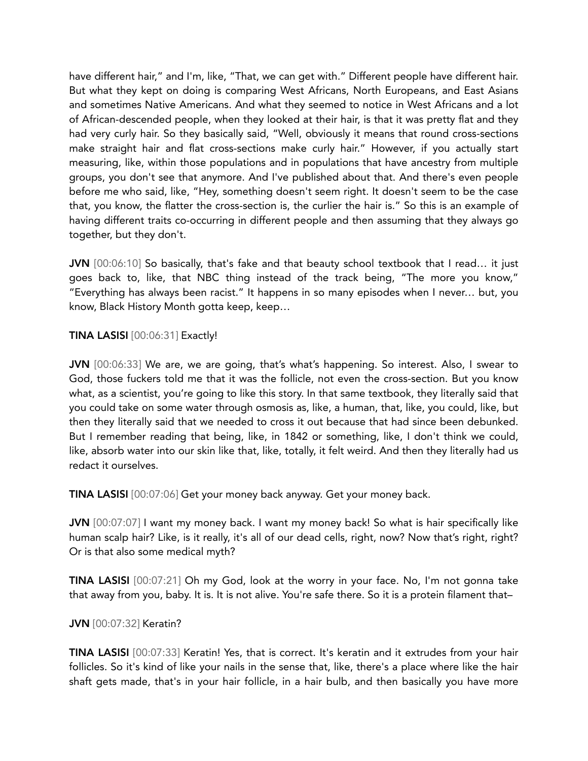have different hair," and I'm, like, "That, we can get with." Different people have different hair. But what they kept on doing is comparing West Africans, North Europeans, and East Asians and sometimes Native Americans. And what they seemed to notice in West Africans and a lot of African-descended people, when they looked at their hair, is that it was pretty flat and they had very curly hair. So they basically said, "Well, obviously it means that round cross-sections make straight hair and flat cross-sections make curly hair." However, if you actually start measuring, like, within those populations and in populations that have ancestry from multiple groups, you don't see that anymore. And I've published about that. And there's even people before me who said, like, "Hey, something doesn't seem right. It doesn't seem to be the case that, you know, the flatter the cross-section is, the curlier the hair is." So this is an example of having different traits co-occurring in different people and then assuming that they always go together, but they don't.

**JVN** [00:06:10] So basically, that's fake and that beauty school textbook that I read… it just goes back to, like, that NBC thing instead of the track being, "The more you know," "Everything has always been racist." It happens in so many episodes when I never… but, you know, Black History Month gotta keep, keep…

**TINA LASISI** [00:06:31] Exactly!

**JVN** [00:06:33] We are, we are going, that's what's happening. So interest. Also, I swear to God, those fuckers told me that it was the follicle, not even the cross-section. But you know what, as a scientist, you're going to like this story. In that same textbook, they literally said that you could take on some water through osmosis as, like, a human, that, like, you could, like, but then they literally said that we needed to cross it out because that had since been debunked. But I remember reading that being, like, in 1842 or something, like, I don't think we could, like, absorb water into our skin like that, like, totally, it felt weird. And then they literally had us redact it ourselves.

**TINA LASISI** [00:07:06] Get your money back anyway. Get your money back.

**JVN** [00:07:07] I want my money back. I want my money back! So what is hair specifically like human scalp hair? Like, is it really, it's all of our dead cells, right, now? Now that's right, right? Or is that also some medical myth?

**TINA LASISI** [00:07:21] Oh my God, look at the worry in your face. No, I'm not gonna take that away from you, baby. It is. It is not alive. You're safe there. So it is a protein filament that–

**JVN** [00:07:32] Keratin?

**TINA LASISI** [00:07:33] Keratin! Yes, that is correct. It's keratin and it extrudes from your hair follicles. So it's kind of like your nails in the sense that, like, there's a place where like the hair shaft gets made, that's in your hair follicle, in a hair bulb, and then basically you have more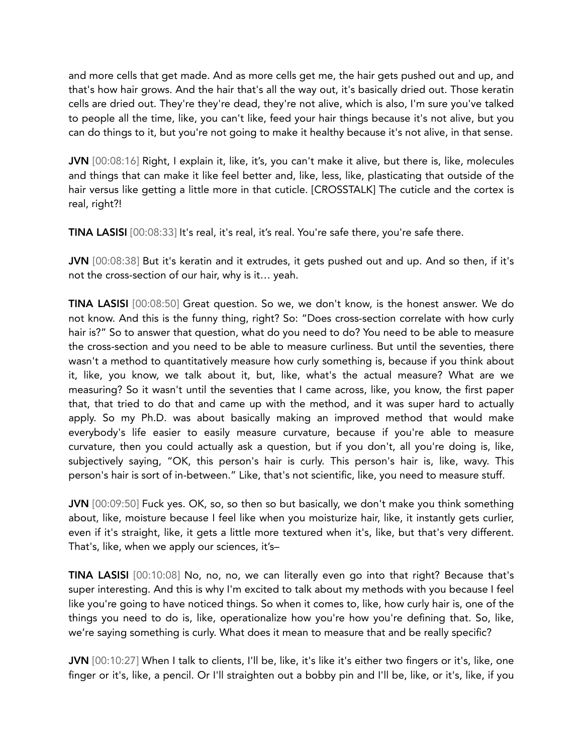and more cells that get made. And as more cells get me, the hair gets pushed out and up, and that's how hair grows. And the hair that's all the way out, it's basically dried out. Those keratin cells are dried out. They're they're dead, they're not alive, which is also, I'm sure you've talked to people all the time, like, you can't like, feed your hair things because it's not alive, but you can do things to it, but you're not going to make it healthy because it's not alive, in that sense.

**JVN** [00:08:16] Right, I explain it, like, it's, you can't make it alive, but there is, like, molecules and things that can make it like feel better and, like, less, like, plasticating that outside of the hair versus like getting a little more in that cuticle. [CROSSTALK] The cuticle and the cortex is real, right?!

**TINA LASISI** [00:08:33] It's real, it's real, it's real. You're safe there, you're safe there.

**JVN** [00:08:38] But it's keratin and it extrudes, it gets pushed out and up. And so then, if it's not the cross-section of our hair, why is it… yeah.

**TINA LASISI** [00:08:50] Great question. So we, we don't know, is the honest answer. We do not know. And this is the funny thing, right? So: "Does cross-section correlate with how curly hair is?" So to answer that question, what do you need to do? You need to be able to measure the cross-section and you need to be able to measure curliness. But until the seventies, there wasn't a method to quantitatively measure how curly something is, because if you think about it, like, you know, we talk about it, but, like, what's the actual measure? What are we measuring? So it wasn't until the seventies that I came across, like, you know, the first paper that, that tried to do that and came up with the method, and it was super hard to actually apply. So my Ph.D. was about basically making an improved method that would make everybody's life easier to easily measure curvature, because if you're able to measure curvature, then you could actually ask a question, but if you don't, all you're doing is, like, subjectively saying, "OK, this person's hair is curly. This person's hair is, like, wavy. This person's hair is sort of in-between." Like, that's not scientific, like, you need to measure stuff.

**JVN** [00:09:50] Fuck yes. OK, so, so then so but basically, we don't make you think something about, like, moisture because I feel like when you moisturize hair, like, it instantly gets curlier, even if it's straight, like, it gets a little more textured when it's, like, but that's very different. That's, like, when we apply our sciences, it's–

**TINA LASISI** [00:10:08] No, no, no, we can literally even go into that right? Because that's super interesting. And this is why I'm excited to talk about my methods with you because I feel like you're going to have noticed things. So when it comes to, like, how curly hair is, one of the things you need to do is, like, operationalize how you're how you're defining that. So, like, we're saying something is curly. What does it mean to measure that and be really specific?

**JVN** [00:10:27] When I talk to clients, I'll be, like, it's like it's either two fingers or it's, like, one finger or it's, like, a pencil. Or I'll straighten out a bobby pin and I'll be, like, or it's, like, if you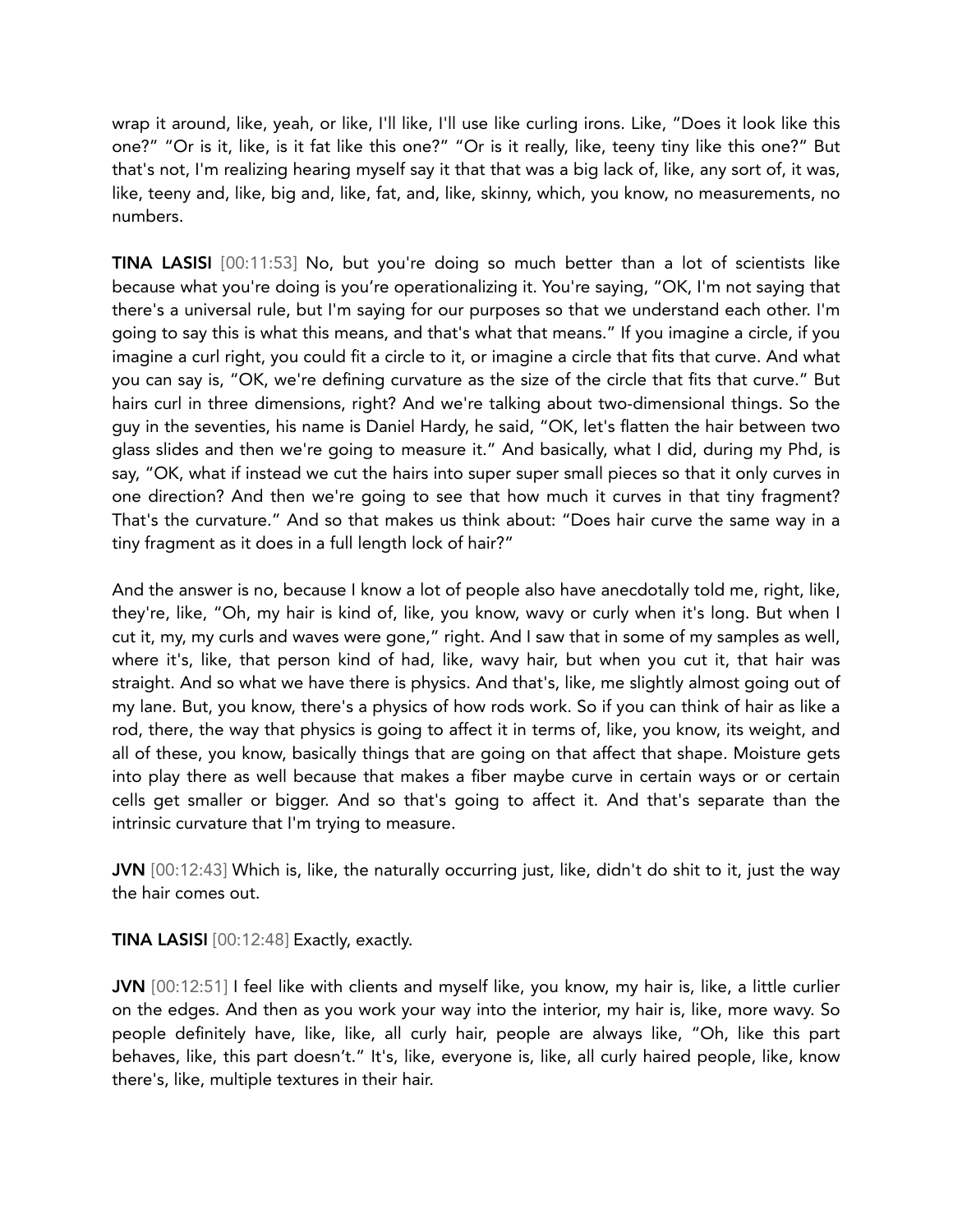wrap it around, like, yeah, or like, I'll like, I'll use like curling irons. Like, "Does it look like this one?" "Or is it, like, is it fat like this one?" "Or is it really, like, teeny tiny like this one?" But that's not, I'm realizing hearing myself say it that that was a big lack of, like, any sort of, it was, like, teeny and, like, big and, like, fat, and, like, skinny, which, you know, no measurements, no numbers.

**TINA LASISI** [00:11:53] No, but you're doing so much better than a lot of scientists like because what you're doing is you're operationalizing it. You're saying, "OK, I'm not saying that there's a universal rule, but I'm saying for our purposes so that we understand each other. I'm going to say this is what this means, and that's what that means." If you imagine a circle, if you imagine a curl right, you could fit a circle to it, or imagine a circle that fits that curve. And what you can say is, "OK, we're defining curvature as the size of the circle that fits that curve." But hairs curl in three dimensions, right? And we're talking about two-dimensional things. So the guy in the seventies, his name is Daniel Hardy, he said, "OK, let's flatten the hair between two glass slides and then we're going to measure it." And basically, what I did, during my Phd, is say, "OK, what if instead we cut the hairs into super super small pieces so that it only curves in one direction? And then we're going to see that how much it curves in that tiny fragment? That's the curvature." And so that makes us think about: "Does hair curve the same way in a tiny fragment as it does in a full length lock of hair?"

And the answer is no, because I know a lot of people also have anecdotally told me, right, like, they're, like, "Oh, my hair is kind of, like, you know, wavy or curly when it's long. But when I cut it, my, my curls and waves were gone," right. And I saw that in some of my samples as well, where it's, like, that person kind of had, like, wavy hair, but when you cut it, that hair was straight. And so what we have there is physics. And that's, like, me slightly almost going out of my lane. But, you know, there's a physics of how rods work. So if you can think of hair as like a rod, there, the way that physics is going to affect it in terms of, like, you know, its weight, and all of these, you know, basically things that are going on that affect that shape. Moisture gets into play there as well because that makes a fiber maybe curve in certain ways or or certain cells get smaller or bigger. And so that's going to affect it. And that's separate than the intrinsic curvature that I'm trying to measure.

**JVN** [00:12:43] Which is, like, the naturally occurring just, like, didn't do shit to it, just the way the hair comes out.

**TINA LASISI** [00:12:48] Exactly, exactly.

**JVN** [00:12:51] I feel like with clients and myself like, you know, my hair is, like, a little curlier on the edges. And then as you work your way into the interior, my hair is, like, more wavy. So people definitely have, like, like, all curly hair, people are always like, "Oh, like this part behaves, like, this part doesn't." It's, like, everyone is, like, all curly haired people, like, know there's, like, multiple textures in their hair.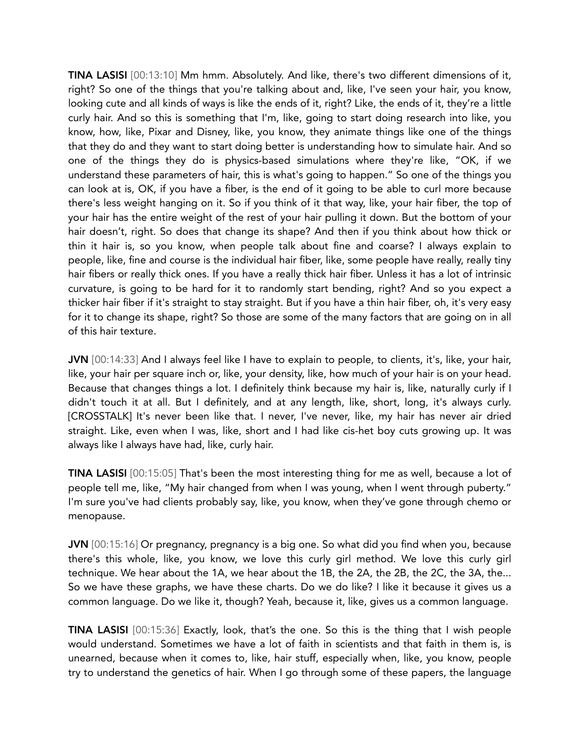**TINA LASISI** [00:13:10] Mm hmm. Absolutely. And like, there's two different dimensions of it, right? So one of the things that you're talking about and, like, I've seen your hair, you know, looking cute and all kinds of ways is like the ends of it, right? Like, the ends of it, they're a little curly hair. And so this is something that I'm, like, going to start doing research into like, you know, how, like, Pixar and Disney, like, you know, they animate things like one of the things that they do and they want to start doing better is understanding how to simulate hair. And so one of the things they do is physics-based simulations where they're like, "OK, if we understand these parameters of hair, this is what's going to happen." So one of the things you can look at is, OK, if you have a fiber, is the end of it going to be able to curl more because there's less weight hanging on it. So if you think of it that way, like, your hair fiber, the top of your hair has the entire weight of the rest of your hair pulling it down. But the bottom of your hair doesn't, right. So does that change its shape? And then if you think about how thick or thin it hair is, so you know, when people talk about fine and coarse? I always explain to people, like, fine and course is the individual hair fiber, like, some people have really, really tiny hair fibers or really thick ones. If you have a really thick hair fiber. Unless it has a lot of intrinsic curvature, is going to be hard for it to randomly start bending, right? And so you expect a thicker hair fiber if it's straight to stay straight. But if you have a thin hair fiber, oh, it's very easy for it to change its shape, right? So those are some of the many factors that are going on in all of this hair texture.

**JVN** [00:14:33] And I always feel like I have to explain to people, to clients, it's, like, your hair, like, your hair per square inch or, like, your density, like, how much of your hair is on your head. Because that changes things a lot. I definitely think because my hair is, like, naturally curly if I didn't touch it at all. But I definitely, and at any length, like, short, long, it's always curly. [CROSSTALK] It's never been like that. I never, I've never, like, my hair has never air dried straight. Like, even when I was, like, short and I had like cis-het boy cuts growing up. It was always like I always have had, like, curly hair.

**TINA LASISI** [00:15:05] That's been the most interesting thing for me as well, because a lot of people tell me, like, "My hair changed from when I was young, when I went through puberty." I'm sure you've had clients probably say, like, you know, when they've gone through chemo or menopause.

**JVN** [00:15:16] Or pregnancy, pregnancy is a big one. So what did you find when you, because there's this whole, like, you know, we love this curly girl method. We love this curly girl technique. We hear about the 1A, we hear about the 1B, the 2A, the 2B, the 2C, the 3A, the... So we have these graphs, we have these charts. Do we do like? I like it because it gives us a common language. Do we like it, though? Yeah, because it, like, gives us a common language.

**TINA LASISI** [00:15:36] Exactly, look, that's the one. So this is the thing that I wish people would understand. Sometimes we have a lot of faith in scientists and that faith in them is, is unearned, because when it comes to, like, hair stuff, especially when, like, you know, people try to understand the genetics of hair. When I go through some of these papers, the language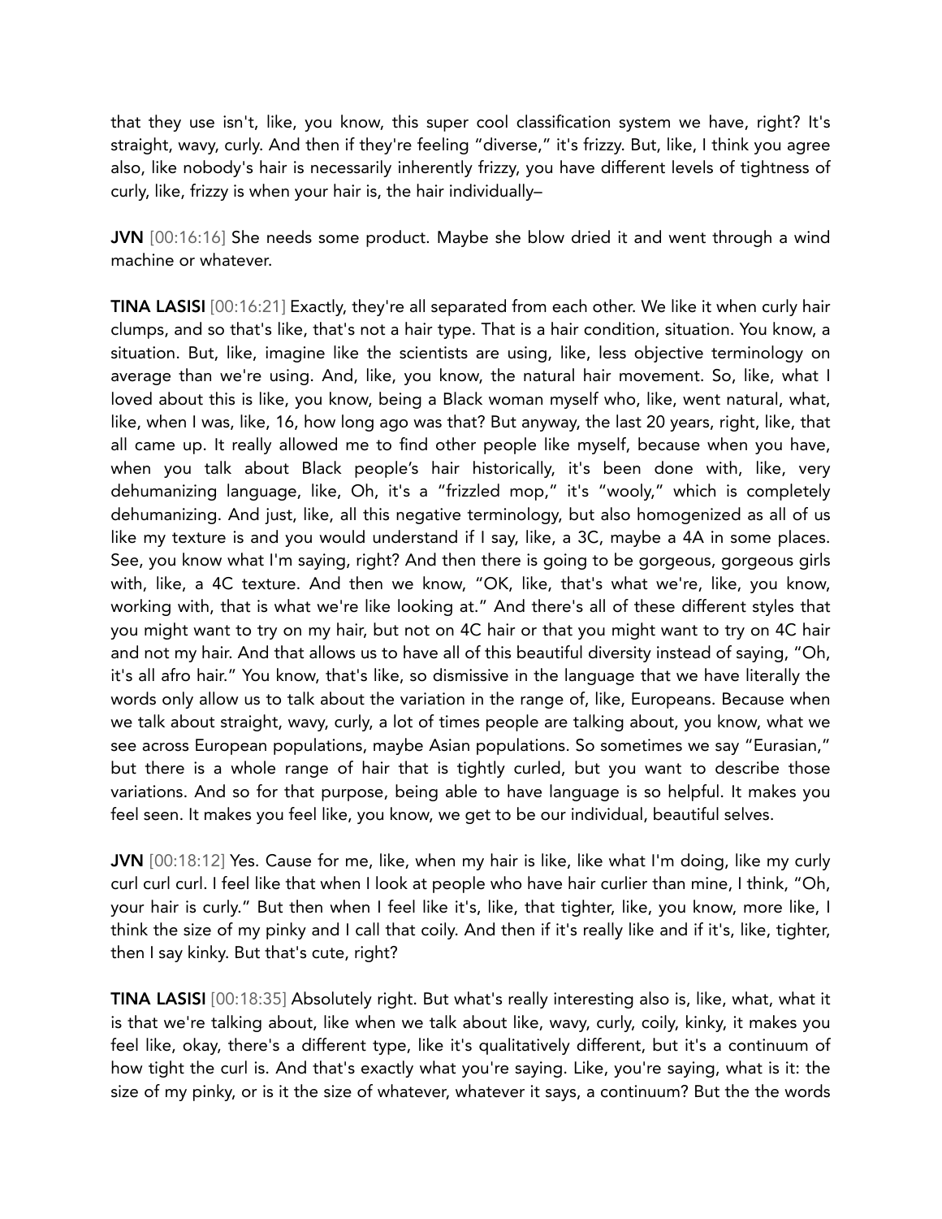that they use isn't, like, you know, this super cool classification system we have, right? It's straight, wavy, curly. And then if they're feeling "diverse," it's frizzy. But, like, I think you agree also, like nobody's hair is necessarily inherently frizzy, you have different levels of tightness of curly, like, frizzy is when your hair is, the hair individually–

**JVN** [00:16:16] She needs some product. Maybe she blow dried it and went through a wind machine or whatever.

**TINA LASISI** [00:16:21] Exactly, they're all separated from each other. We like it when curly hair clumps, and so that's like, that's not a hair type. That is a hair condition, situation. You know, a situation. But, like, imagine like the scientists are using, like, less objective terminology on average than we're using. And, like, you know, the natural hair movement. So, like, what I loved about this is like, you know, being a Black woman myself who, like, went natural, what, like, when I was, like, 16, how long ago was that? But anyway, the last 20 years, right, like, that all came up. It really allowed me to find other people like myself, because when you have, when you talk about Black people's hair historically, it's been done with, like, very dehumanizing language, like, Oh, it's a "frizzled mop," it's "wooly," which is completely dehumanizing. And just, like, all this negative terminology, but also homogenized as all of us like my texture is and you would understand if I say, like, a 3C, maybe a 4A in some places. See, you know what I'm saying, right? And then there is going to be gorgeous, gorgeous girls with, like, a 4C texture. And then we know, "OK, like, that's what we're, like, you know, working with, that is what we're like looking at." And there's all of these different styles that you might want to try on my hair, but not on 4C hair or that you might want to try on 4C hair and not my hair. And that allows us to have all of this beautiful diversity instead of saying, "Oh, it's all afro hair." You know, that's like, so dismissive in the language that we have literally the words only allow us to talk about the variation in the range of, like, Europeans. Because when we talk about straight, wavy, curly, a lot of times people are talking about, you know, what we see across European populations, maybe Asian populations. So sometimes we say "Eurasian," but there is a whole range of hair that is tightly curled, but you want to describe those variations. And so for that purpose, being able to have language is so helpful. It makes you feel seen. It makes you feel like, you know, we get to be our individual, beautiful selves.

**JVN** [00:18:12] Yes. Cause for me, like, when my hair is like, like what I'm doing, like my curly curl curl curl. I feel like that when I look at people who have hair curlier than mine, I think, "Oh, your hair is curly." But then when I feel like it's, like, that tighter, like, you know, more like, I think the size of my pinky and I call that coily. And then if it's really like and if it's, like, tighter, then I say kinky. But that's cute, right?

**TINA LASISI** [00:18:35] Absolutely right. But what's really interesting also is, like, what, what it is that we're talking about, like when we talk about like, wavy, curly, coily, kinky, it makes you feel like, okay, there's a different type, like it's qualitatively different, but it's a continuum of how tight the curl is. And that's exactly what you're saying. Like, you're saying, what is it: the size of my pinky, or is it the size of whatever, whatever it says, a continuum? But the the words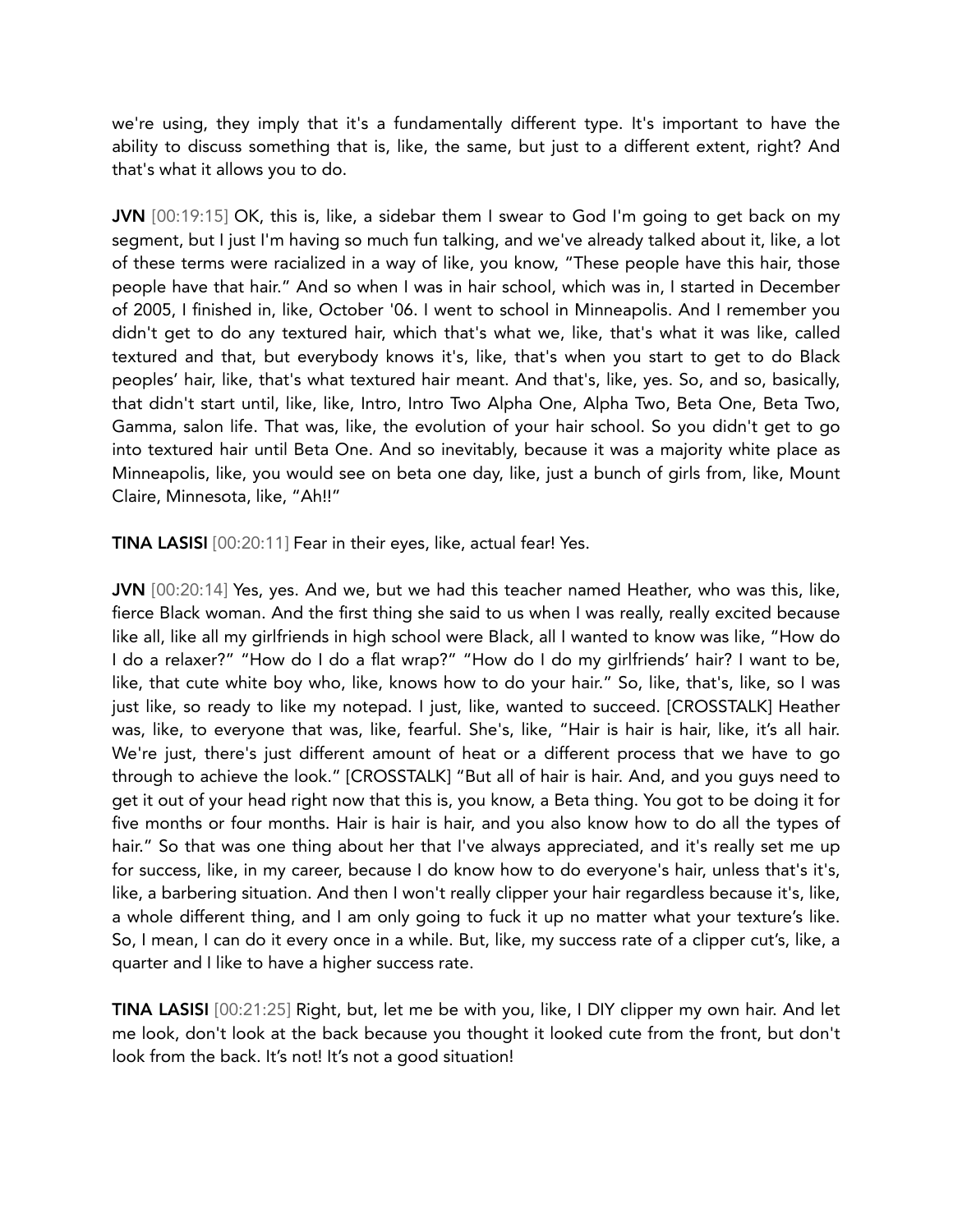we're using, they imply that it's a fundamentally different type. It's important to have the ability to discuss something that is, like, the same, but just to a different extent, right? And that's what it allows you to do.

**JVN** [00:19:15] OK, this is, like, a sidebar them I swear to God I'm going to get back on my segment, but I just I'm having so much fun talking, and we've already talked about it, like, a lot of these terms were racialized in a way of like, you know, "These people have this hair, those people have that hair." And so when I was in hair school, which was in, I started in December of 2005, I finished in, like, October '06. I went to school in Minneapolis. And I remember you didn't get to do any textured hair, which that's what we, like, that's what it was like, called textured and that, but everybody knows it's, like, that's when you start to get to do Black peoples' hair, like, that's what textured hair meant. And that's, like, yes. So, and so, basically, that didn't start until, like, like, Intro, Intro Two Alpha One, Alpha Two, Beta One, Beta Two, Gamma, salon life. That was, like, the evolution of your hair school. So you didn't get to go into textured hair until Beta One. And so inevitably, because it was a majority white place as Minneapolis, like, you would see on beta one day, like, just a bunch of girls from, like, Mount Claire, Minnesota, like, "Ah!!"

**TINA LASISI** [00:20:11] Fear in their eyes, like, actual fear! Yes.

**JVN** [00:20:14] Yes, yes. And we, but we had this teacher named Heather, who was this, like, fierce Black woman. And the first thing she said to us when I was really, really excited because like all, like all my girlfriends in high school were Black, all I wanted to know was like, "How do I do a relaxer?" "How do I do a flat wrap?" "How do I do my girlfriends' hair? I want to be, like, that cute white boy who, like, knows how to do your hair." So, like, that's, like, so I was just like, so ready to like my notepad. I just, like, wanted to succeed. [CROSSTALK] Heather was, like, to everyone that was, like, fearful. She's, like, "Hair is hair is hair, like, it's all hair. We're just, there's just different amount of heat or a different process that we have to go through to achieve the look." [CROSSTALK] "But all of hair is hair. And, and you guys need to get it out of your head right now that this is, you know, a Beta thing. You got to be doing it for five months or four months. Hair is hair is hair, and you also know how to do all the types of hair." So that was one thing about her that I've always appreciated, and it's really set me up for success, like, in my career, because I do know how to do everyone's hair, unless that's it's, like, a barbering situation. And then I won't really clipper your hair regardless because it's, like, a whole different thing, and I am only going to fuck it up no matter what your texture's like. So, I mean, I can do it every once in a while. But, like, my success rate of a clipper cut's, like, a quarter and I like to have a higher success rate.

**TINA LASISI** [00:21:25] Right, but, let me be with you, like, I DIY clipper my own hair. And let me look, don't look at the back because you thought it looked cute from the front, but don't look from the back. It's not! It's not a good situation!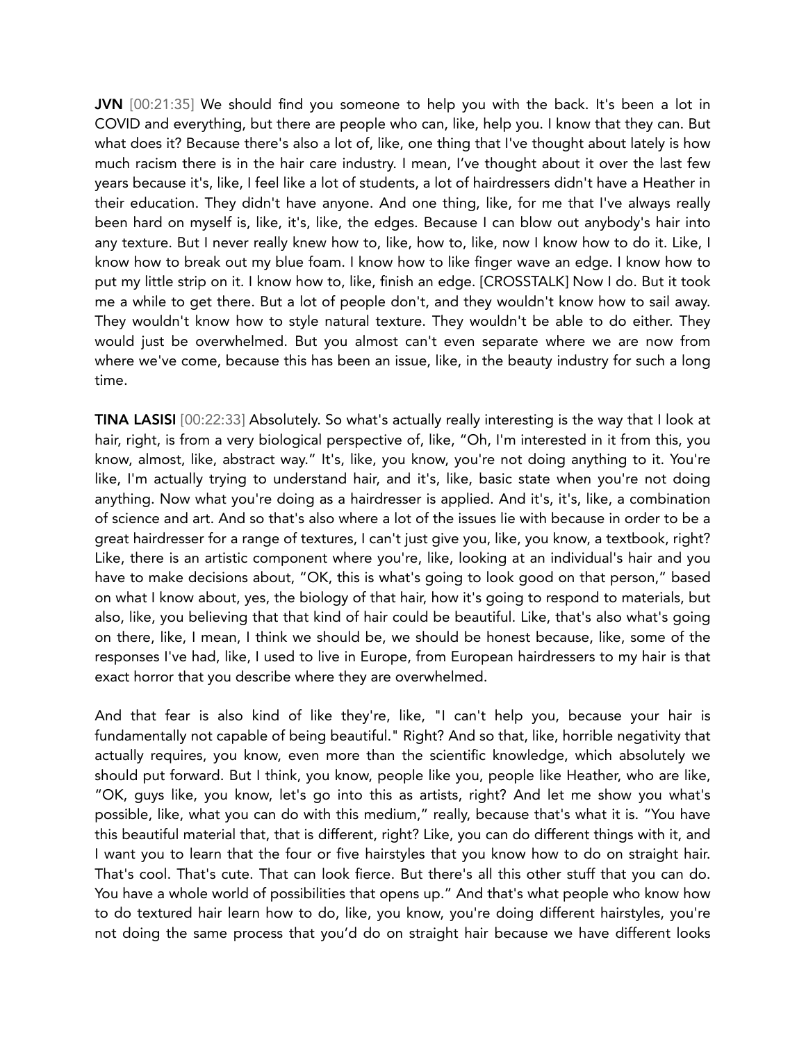**JVN** [00:21:35] We should find you someone to help you with the back. It's been a lot in COVID and everything, but there are people who can, like, help you. I know that they can. But what does it? Because there's also a lot of, like, one thing that I've thought about lately is how much racism there is in the hair care industry. I mean, I've thought about it over the last few years because it's, like, I feel like a lot of students, a lot of hairdressers didn't have a Heather in their education. They didn't have anyone. And one thing, like, for me that I've always really been hard on myself is, like, it's, like, the edges. Because I can blow out anybody's hair into any texture. But I never really knew how to, like, how to, like, now I know how to do it. Like, I know how to break out my blue foam. I know how to like finger wave an edge. I know how to put my little strip on it. I know how to, like, finish an edge. [CROSSTALK] Now I do. But it took me a while to get there. But a lot of people don't, and they wouldn't know how to sail away. They wouldn't know how to style natural texture. They wouldn't be able to do either. They would just be overwhelmed. But you almost can't even separate where we are now from where we've come, because this has been an issue, like, in the beauty industry for such a long time.

**TINA LASISI** [00:22:33] Absolutely. So what's actually really interesting is the way that I look at hair, right, is from a very biological perspective of, like, "Oh, I'm interested in it from this, you know, almost, like, abstract way." It's, like, you know, you're not doing anything to it. You're like, I'm actually trying to understand hair, and it's, like, basic state when you're not doing anything. Now what you're doing as a hairdresser is applied. And it's, it's, like, a combination of science and art. And so that's also where a lot of the issues lie with because in order to be a great hairdresser for a range of textures, I can't just give you, like, you know, a textbook, right? Like, there is an artistic component where you're, like, looking at an individual's hair and you have to make decisions about, "OK, this is what's going to look good on that person," based on what I know about, yes, the biology of that hair, how it's going to respond to materials, but also, like, you believing that that kind of hair could be beautiful. Like, that's also what's going on there, like, I mean, I think we should be, we should be honest because, like, some of the responses I've had, like, I used to live in Europe, from European hairdressers to my hair is that exact horror that you describe where they are overwhelmed.

And that fear is also kind of like they're, like, "I can't help you, because your hair is fundamentally not capable of being beautiful." Right? And so that, like, horrible negativity that actually requires, you know, even more than the scientific knowledge, which absolutely we should put forward. But I think, you know, people like you, people like Heather, who are like, "OK, guys like, you know, let's go into this as artists, right? And let me show you what's possible, like, what you can do with this medium," really, because that's what it is. "You have this beautiful material that, that is different, right? Like, you can do different things with it, and I want you to learn that the four or five hairstyles that you know how to do on straight hair. That's cool. That's cute. That can look fierce. But there's all this other stuff that you can do. You have a whole world of possibilities that opens up." And that's what people who know how to do textured hair learn how to do, like, you know, you're doing different hairstyles, you're not doing the same process that you'd do on straight hair because we have different looks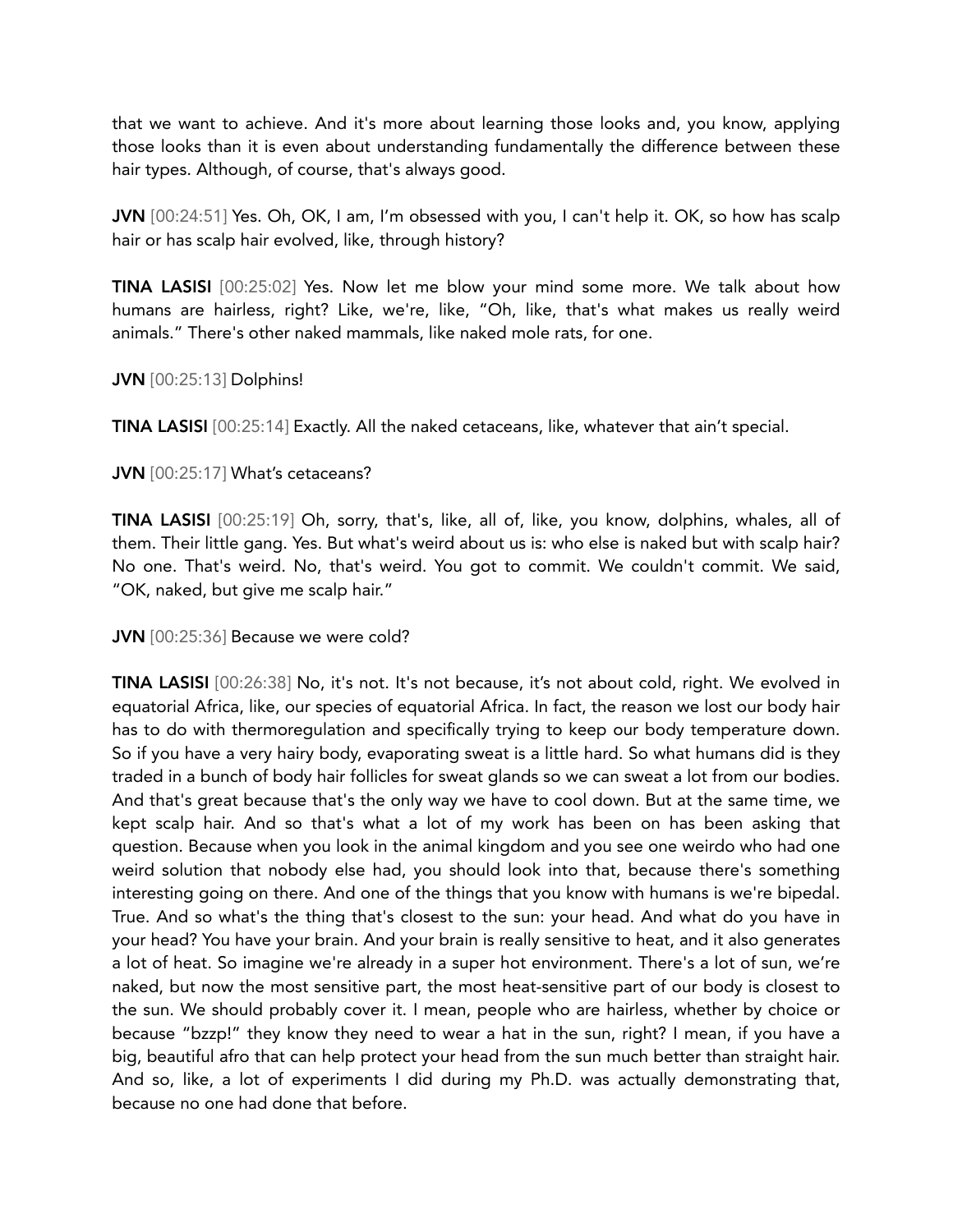that we want to achieve. And it's more about learning those looks and, you know, applying those looks than it is even about understanding fundamentally the difference between these hair types. Although, of course, that's always good.

**JVN** [00:24:51] Yes. Oh, OK, I am, I'm obsessed with you, I can't help it. OK, so how has scalp hair or has scalp hair evolved, like, through history?

**TINA LASISI** [00:25:02] Yes. Now let me blow your mind some more. We talk about how humans are hairless, right? Like, we're, like, "Oh, like, that's what makes us really weird animals." There's other naked mammals, like naked mole rats, for one.

**JVN** [00:25:13] Dolphins!

**TINA LASISI** [00:25:14] Exactly. All the naked cetaceans, like, whatever that ain't special.

**JVN** [00:25:17] What's cetaceans?

**TINA LASISI** [00:25:19] Oh, sorry, that's, like, all of, like, you know, dolphins, whales, all of them. Their little gang. Yes. But what's weird about us is: who else is naked but with scalp hair? No one. That's weird. No, that's weird. You got to commit. We couldn't commit. We said, "OK, naked, but give me scalp hair."

**JVN** [00:25:36] Because we were cold?

**TINA LASISI** [00:26:38] No, it's not. It's not because, it's not about cold, right. We evolved in equatorial Africa, like, our species of equatorial Africa. In fact, the reason we lost our body hair has to do with thermoregulation and specifically trying to keep our body temperature down. So if you have a very hairy body, evaporating sweat is a little hard. So what humans did is they traded in a bunch of body hair follicles for sweat glands so we can sweat a lot from our bodies. And that's great because that's the only way we have to cool down. But at the same time, we kept scalp hair. And so that's what a lot of my work has been on has been asking that question. Because when you look in the animal kingdom and you see one weirdo who had one weird solution that nobody else had, you should look into that, because there's something interesting going on there. And one of the things that you know with humans is we're bipedal. True. And so what's the thing that's closest to the sun: your head. And what do you have in your head? You have your brain. And your brain is really sensitive to heat, and it also generates a lot of heat. So imagine we're already in a super hot environment. There's a lot of sun, we're naked, but now the most sensitive part, the most heat-sensitive part of our body is closest to the sun. We should probably cover it. I mean, people who are hairless, whether by choice or because "bzzp!" they know they need to wear a hat in the sun, right? I mean, if you have a big, beautiful afro that can help protect your head from the sun much better than straight hair. And so, like, a lot of experiments I did during my Ph.D. was actually demonstrating that, because no one had done that before.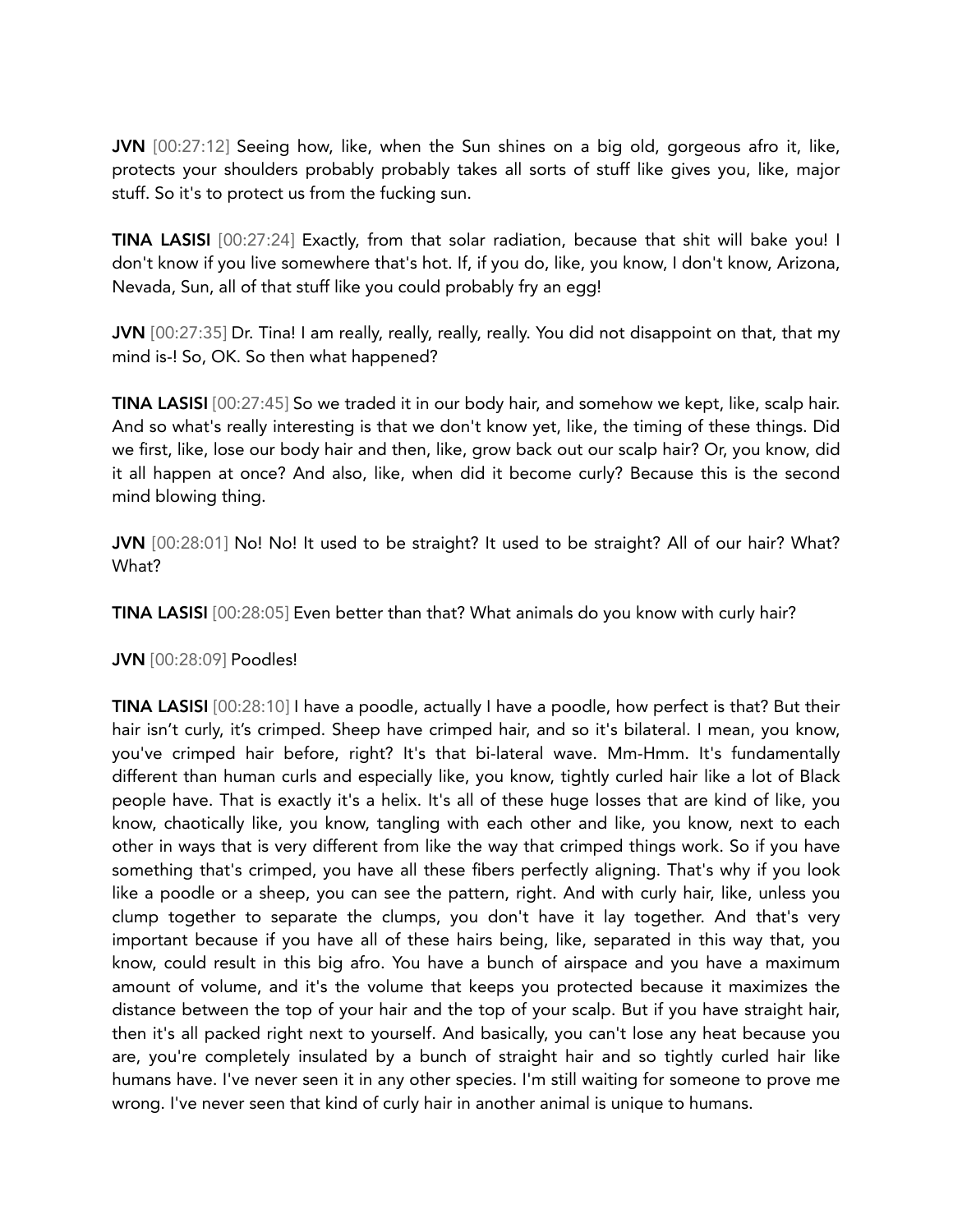**JVN** [00:27:12] Seeing how, like, when the Sun shines on a big old, gorgeous afro it, like, protects your shoulders probably probably takes all sorts of stuff like gives you, like, major stuff. So it's to protect us from the fucking sun.

**TINA LASISI** [00:27:24] Exactly, from that solar radiation, because that shit will bake you! I don't know if you live somewhere that's hot. If, if you do, like, you know, I don't know, Arizona, Nevada, Sun, all of that stuff like you could probably fry an egg!

**JVN** [00:27:35] Dr. Tina! I am really, really, really, really. You did not disappoint on that, that my mind is-! So, OK. So then what happened?

**TINA LASISI** [00:27:45] So we traded it in our body hair, and somehow we kept, like, scalp hair. And so what's really interesting is that we don't know yet, like, the timing of these things. Did we first, like, lose our body hair and then, like, grow back out our scalp hair? Or, you know, did it all happen at once? And also, like, when did it become curly? Because this is the second mind blowing thing.

**JVN** [00:28:01] No! No! It used to be straight? It used to be straight? All of our hair? What? What?

**TINA LASISI** [00:28:05] Even better than that? What animals do you know with curly hair?

**JVN** [00:28:09] Poodles!

**TINA LASISI** [00:28:10] I have a poodle, actually I have a poodle, how perfect is that? But their hair isn't curly, it's crimped. Sheep have crimped hair, and so it's bilateral. I mean, you know, you've crimped hair before, right? It's that bi-lateral wave. Mm-Hmm. It's fundamentally different than human curls and especially like, you know, tightly curled hair like a lot of Black people have. That is exactly it's a helix. It's all of these huge losses that are kind of like, you know, chaotically like, you know, tangling with each other and like, you know, next to each other in ways that is very different from like the way that crimped things work. So if you have something that's crimped, you have all these fibers perfectly aligning. That's why if you look like a poodle or a sheep, you can see the pattern, right. And with curly hair, like, unless you clump together to separate the clumps, you don't have it lay together. And that's very important because if you have all of these hairs being, like, separated in this way that, you know, could result in this big afro. You have a bunch of airspace and you have a maximum amount of volume, and it's the volume that keeps you protected because it maximizes the distance between the top of your hair and the top of your scalp. But if you have straight hair, then it's all packed right next to yourself. And basically, you can't lose any heat because you are, you're completely insulated by a bunch of straight hair and so tightly curled hair like humans have. I've never seen it in any other species. I'm still waiting for someone to prove me wrong. I've never seen that kind of curly hair in another animal is unique to humans.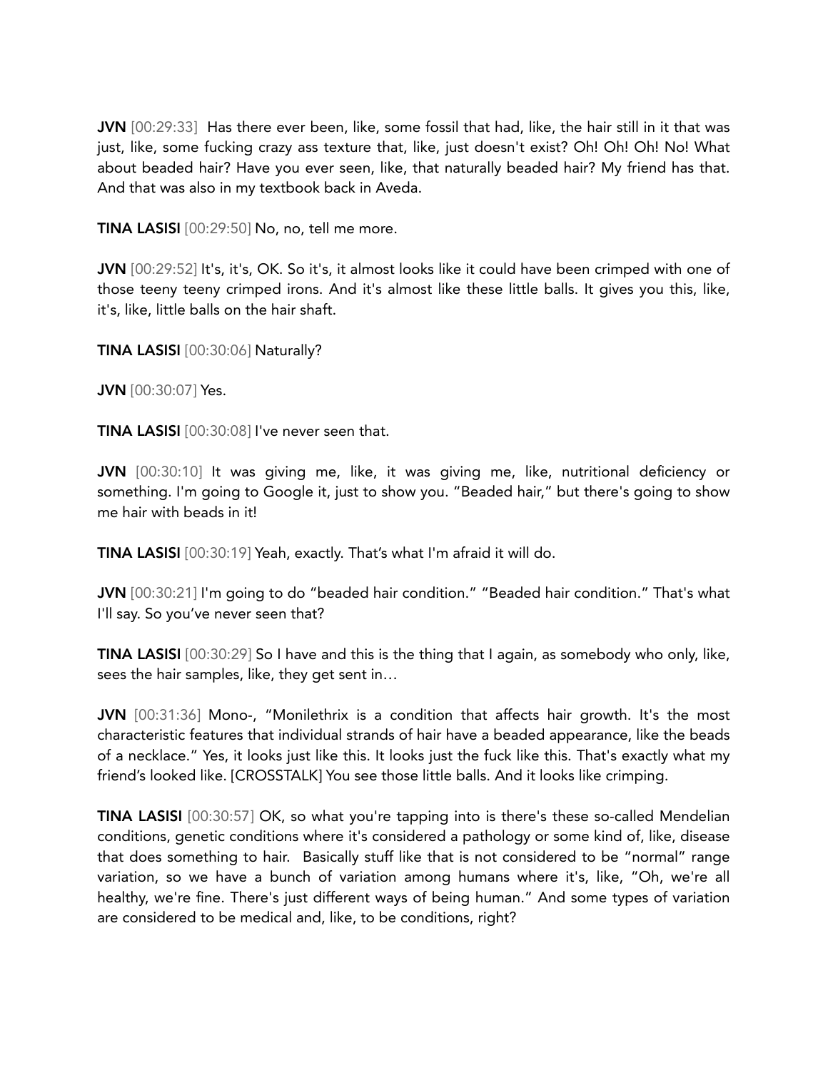**JVN** [00:29:33] Has there ever been, like, some fossil that had, like, the hair still in it that was just, like, some fucking crazy ass texture that, like, just doesn't exist? Oh! Oh! Oh! No! What about beaded hair? Have you ever seen, like, that naturally beaded hair? My friend has that. And that was also in my textbook back in Aveda.

**TINA LASISI** [00:29:50] No, no, tell me more.

**JVN** [00:29:52] It's, it's, OK. So it's, it almost looks like it could have been crimped with one of those teeny teeny crimped irons. And it's almost like these little balls. It gives you this, like, it's, like, little balls on the hair shaft.

**TINA LASISI** [00:30:06] Naturally?

**JVN** [00:30:07] Yes.

**TINA LASISI** [00:30:08] I've never seen that.

**JVN** [00:30:10] It was giving me, like, it was giving me, like, nutritional deficiency or something. I'm going to Google it, just to show you. "Beaded hair," but there's going to show me hair with beads in it!

**TINA LASISI** [00:30:19] Yeah, exactly. That's what I'm afraid it will do.

**JVN** [00:30:21] I'm going to do "beaded hair condition." "Beaded hair condition." That's what I'll say. So you've never seen that?

**TINA LASISI** [00:30:29] So I have and this is the thing that I again, as somebody who only, like, sees the hair samples, like, they get sent in…

**JVN** [00:31:36] Mono-, "Monilethrix is a condition that affects hair growth. It's the most characteristic features that individual strands of hair have a beaded appearance, like the beads of a necklace." Yes, it looks just like this. It looks just the fuck like this. That's exactly what my friend's looked like. [CROSSTALK] You see those little balls. And it looks like crimping.

**TINA LASISI** [00:30:57] OK, so what you're tapping into is there's these so-called Mendelian conditions, genetic conditions where it's considered a pathology or some kind of, like, disease that does something to hair. Basically stuff like that is not considered to be "normal" range variation, so we have a bunch of variation among humans where it's, like, "Oh, we're all healthy, we're fine. There's just different ways of being human." And some types of variation are considered to be medical and, like, to be conditions, right?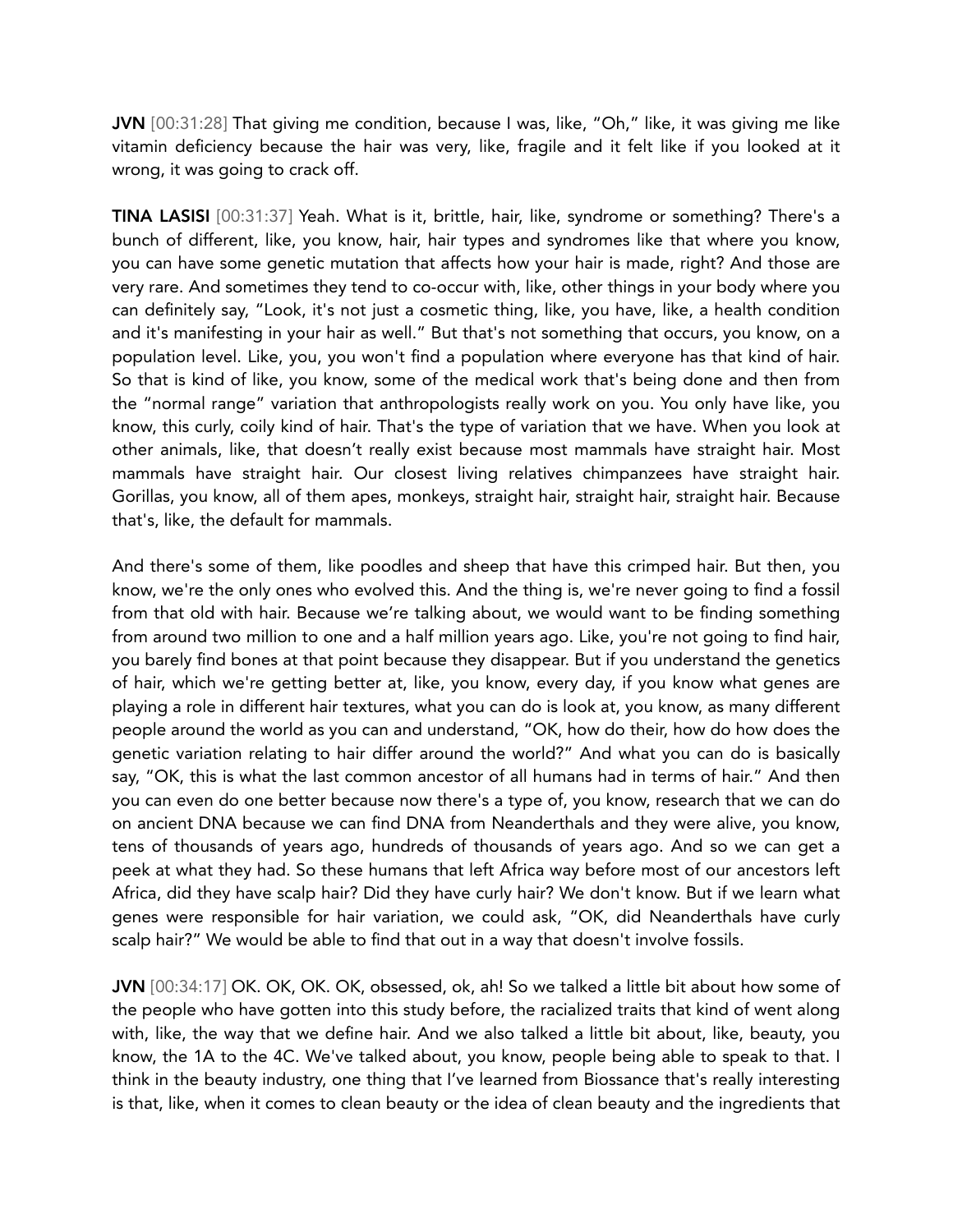**JVN** [00:31:28] That giving me condition, because I was, like, "Oh," like, it was giving me like vitamin deficiency because the hair was very, like, fragile and it felt like if you looked at it wrong, it was going to crack off.

**TINA LASISI** [00:31:37] Yeah. What is it, brittle, hair, like, syndrome or something? There's a bunch of different, like, you know, hair, hair types and syndromes like that where you know, you can have some genetic mutation that affects how your hair is made, right? And those are very rare. And sometimes they tend to co-occur with, like, other things in your body where you can definitely say, "Look, it's not just a cosmetic thing, like, you have, like, a health condition and it's manifesting in your hair as well." But that's not something that occurs, you know, on a population level. Like, you, you won't find a population where everyone has that kind of hair. So that is kind of like, you know, some of the medical work that's being done and then from the "normal range" variation that anthropologists really work on you. You only have like, you know, this curly, coily kind of hair. That's the type of variation that we have. When you look at other animals, like, that doesn't really exist because most mammals have straight hair. Most mammals have straight hair. Our closest living relatives chimpanzees have straight hair. Gorillas, you know, all of them apes, monkeys, straight hair, straight hair, straight hair. Because that's, like, the default for mammals.

And there's some of them, like poodles and sheep that have this crimped hair. But then, you know, we're the only ones who evolved this. And the thing is, we're never going to find a fossil from that old with hair. Because we're talking about, we would want to be finding something from around two million to one and a half million years ago. Like, you're not going to find hair, you barely find bones at that point because they disappear. But if you understand the genetics of hair, which we're getting better at, like, you know, every day, if you know what genes are playing a role in different hair textures, what you can do is look at, you know, as many different people around the world as you can and understand, "OK, how do their, how do how does the genetic variation relating to hair differ around the world?" And what you can do is basically say, "OK, this is what the last common ancestor of all humans had in terms of hair." And then you can even do one better because now there's a type of, you know, research that we can do on ancient DNA because we can find DNA from Neanderthals and they were alive, you know, tens of thousands of years ago, hundreds of thousands of years ago. And so we can get a peek at what they had. So these humans that left Africa way before most of our ancestors left Africa, did they have scalp hair? Did they have curly hair? We don't know. But if we learn what genes were responsible for hair variation, we could ask, "OK, did Neanderthals have curly scalp hair?" We would be able to find that out in a way that doesn't involve fossils.

**JVN** [00:34:17] OK. OK, OK. OK, obsessed, ok, ah! So we talked a little bit about how some of the people who have gotten into this study before, the racialized traits that kind of went along with, like, the way that we define hair. And we also talked a little bit about, like, beauty, you know, the 1A to the 4C. We've talked about, you know, people being able to speak to that. I think in the beauty industry, one thing that I've learned from Biossance that's really interesting is that, like, when it comes to clean beauty or the idea of clean beauty and the ingredients that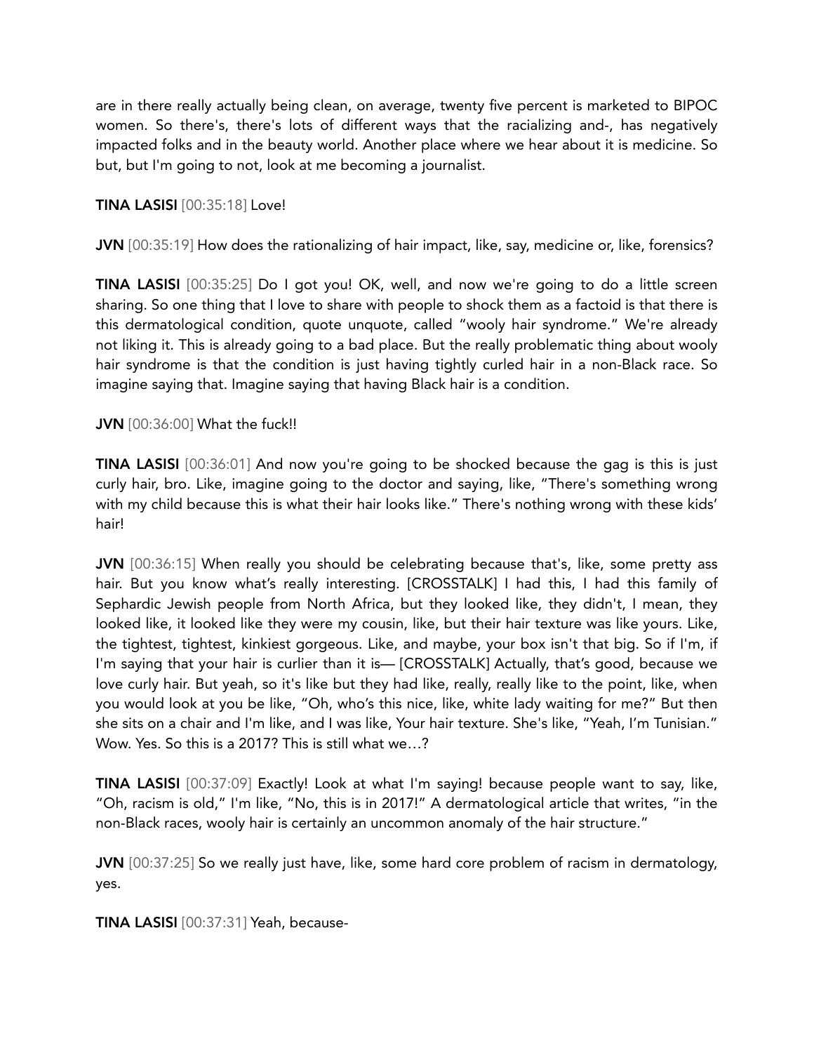are in there really actually being clean, on average, twenty five percent is marketed to BIPOC women. So there's, there's lots of different ways that the racializing and-, has negatively impacted folks and in the beauty world. Another place where we hear about it is medicine. So but, but I'm going to not, look at me becoming a journalist.

**TINA LASISI** [00:35:18] Love!

**JVN** [00:35:19] How does the rationalizing of hair impact, like, say, medicine or, like, forensics?

**TINA LASISI** [00:35:25] Do I got you! OK, well, and now we're going to do a little screen sharing. So one thing that I love to share with people to shock them as a factoid is that there is this dermatological condition, quote unquote, called "wooly hair syndrome." We're already not liking it. This is already going to a bad place. But the really problematic thing about wooly hair syndrome is that the condition is just having tightly curled hair in a non-Black race. So imagine saying that. Imagine saying that having Black hair is a condition.

**JVN** [00:36:00] What the fuck!!

**TINA LASISI** [00:36:01] And now you're going to be shocked because the gag is this is just curly hair, bro. Like, imagine going to the doctor and saying, like, "There's something wrong with my child because this is what their hair looks like." There's nothing wrong with these kids' hair!

**JVN** [00:36:15] When really you should be celebrating because that's, like, some pretty ass hair. But you know what's really interesting. [CROSSTALK] I had this, I had this family of Sephardic Jewish people from North Africa, but they looked like, they didn't, I mean, they looked like, it looked like they were my cousin, like, but their hair texture was like yours. Like, the tightest, tightest, kinkiest gorgeous. Like, and maybe, your box isn't that big. So if I'm, if I'm saying that your hair is curlier than it is— [CROSSTALK] Actually, that's good, because we love curly hair. But yeah, so it's like but they had like, really, really like to the point, like, when you would look at you be like, "Oh, who's this nice, like, white lady waiting for me?" But then she sits on a chair and I'm like, and I was like, Your hair texture. She's like, "Yeah, I'm Tunisian." Wow. Yes. So this is a 2017? This is still what we…?

**TINA LASISI** [00:37:09] Exactly! Look at what I'm saying! because people want to say, like, "Oh, racism is old," I'm like, "No, this is in 2017!" A dermatological article that writes, "in the non-Black races, wooly hair is certainly an uncommon anomaly of the hair structure."

**JVN** [00:37:25] So we really just have, like, some hard core problem of racism in dermatology, yes.

**TINA LASISI** [00:37:31] Yeah, because-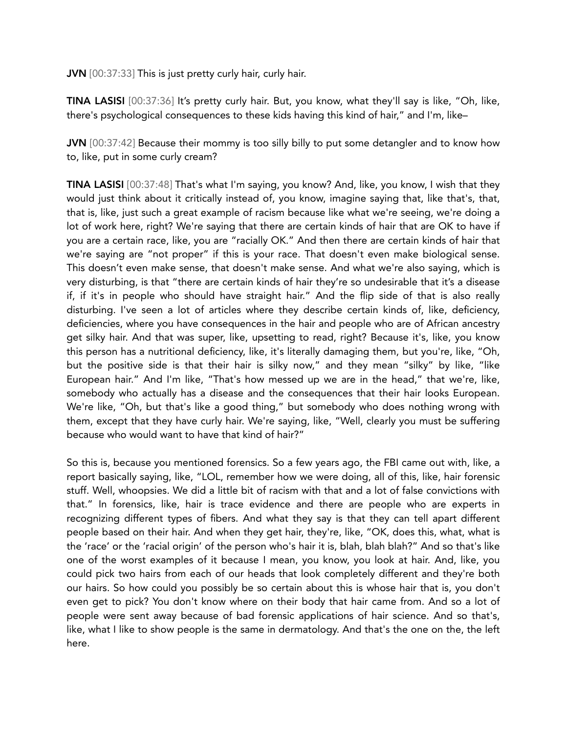**JVN** [00:37:33] This is just pretty curly hair, curly hair.

**TINA LASISI** [00:37:36] It's pretty curly hair. But, you know, what they'll say is like, "Oh, like, there's psychological consequences to these kids having this kind of hair," and I'm, like–

**JVN** [00:37:42] Because their mommy is too silly billy to put some detangler and to know how to, like, put in some curly cream?

**TINA LASISI** [00:37:48] That's what I'm saying, you know? And, like, you know, I wish that they would just think about it critically instead of, you know, imagine saying that, like that's, that, that is, like, just such a great example of racism because like what we're seeing, we're doing a lot of work here, right? We're saying that there are certain kinds of hair that are OK to have if you are a certain race, like, you are "racially OK." And then there are certain kinds of hair that we're saying are "not proper" if this is your race. That doesn't even make biological sense. This doesn't even make sense, that doesn't make sense. And what we're also saying, which is very disturbing, is that "there are certain kinds of hair they're so undesirable that it's a disease if, if it's in people who should have straight hair." And the flip side of that is also really disturbing. I've seen a lot of articles where they describe certain kinds of, like, deficiency, deficiencies, where you have consequences in the hair and people who are of African ancestry get silky hair. And that was super, like, upsetting to read, right? Because it's, like, you know this person has a nutritional deficiency, like, it's literally damaging them, but you're, like, "Oh, but the positive side is that their hair is silky now," and they mean "silky" by like, "like European hair." And I'm like, "That's how messed up we are in the head," that we're, like, somebody who actually has a disease and the consequences that their hair looks European. We're like, "Oh, but that's like a good thing," but somebody who does nothing wrong with them, except that they have curly hair. We're saying, like, "Well, clearly you must be suffering because who would want to have that kind of hair?"

So this is, because you mentioned forensics. So a few years ago, the FBI came out with, like, a report basically saying, like, "LOL, remember how we were doing, all of this, like, hair forensic stuff. Well, whoopsies. We did a little bit of racism with that and a lot of false convictions with that." In forensics, like, hair is trace evidence and there are people who are experts in recognizing different types of fibers. And what they say is that they can tell apart different people based on their hair. And when they get hair, they're, like, "OK, does this, what, what is the 'race' or the 'racial origin' of the person who's hair it is, blah, blah blah?" And so that's like one of the worst examples of it because I mean, you know, you look at hair. And, like, you could pick two hairs from each of our heads that look completely different and they're both our hairs. So how could you possibly be so certain about this is whose hair that is, you don't even get to pick? You don't know where on their body that hair came from. And so a lot of people were sent away because of bad forensic applications of hair science. And so that's, like, what I like to show people is the same in dermatology. And that's the one on the, the left here.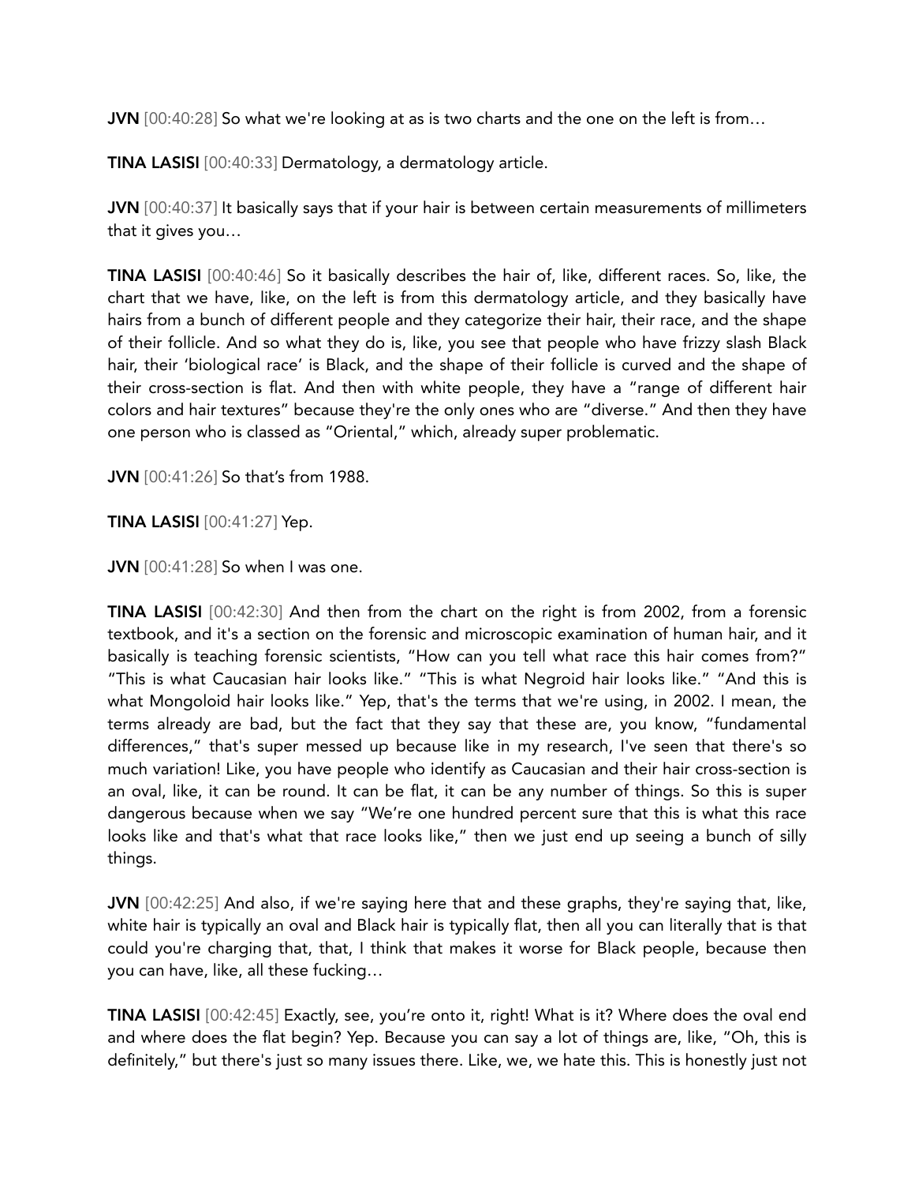**JVN** [00:40:28] So what we're looking at as is two charts and the one on the left is from…

**TINA LASISI** [00:40:33] Dermatology, a dermatology article.

**JVN** [00:40:37] It basically says that if your hair is between certain measurements of millimeters that it gives you…

**TINA LASISI** [00:40:46] So it basically describes the hair of, like, different races. So, like, the chart that we have, like, on the left is from this dermatology article, and they basically have hairs from a bunch of different people and they categorize their hair, their race, and the shape of their follicle. And so what they do is, like, you see that people who have frizzy slash Black hair, their 'biological race' is Black, and the shape of their follicle is curved and the shape of their cross-section is flat. And then with white people, they have a "range of different hair colors and hair textures" because they're the only ones who are "diverse." And then they have one person who is classed as "Oriental," which, already super problematic.

**JVN** [00:41:26] So that's from 1988.

**TINA LASISI** [00:41:27] Yep.

**JVN** [00:41:28] So when I was one.

**TINA LASISI** [00:42:30] And then from the chart on the right is from 2002, from a forensic textbook, and it's a section on the forensic and microscopic examination of human hair, and it basically is teaching forensic scientists, "How can you tell what race this hair comes from?" "This is what Caucasian hair looks like." "This is what Negroid hair looks like." "And this is what Mongoloid hair looks like." Yep, that's the terms that we're using, in 2002. I mean, the terms already are bad, but the fact that they say that these are, you know, "fundamental differences," that's super messed up because like in my research, I've seen that there's so much variation! Like, you have people who identify as Caucasian and their hair cross-section is an oval, like, it can be round. It can be flat, it can be any number of things. So this is super dangerous because when we say "We're one hundred percent sure that this is what this race looks like and that's what that race looks like," then we just end up seeing a bunch of silly things.

**JVN** [00:42:25] And also, if we're saying here that and these graphs, they're saying that, like, white hair is typically an oval and Black hair is typically flat, then all you can literally that is that could you're charging that, that, I think that makes it worse for Black people, because then you can have, like, all these fucking…

**TINA LASISI** [00:42:45] Exactly, see, you're onto it, right! What is it? Where does the oval end and where does the flat begin? Yep. Because you can say a lot of things are, like, "Oh, this is definitely," but there's just so many issues there. Like, we, we hate this. This is honestly just not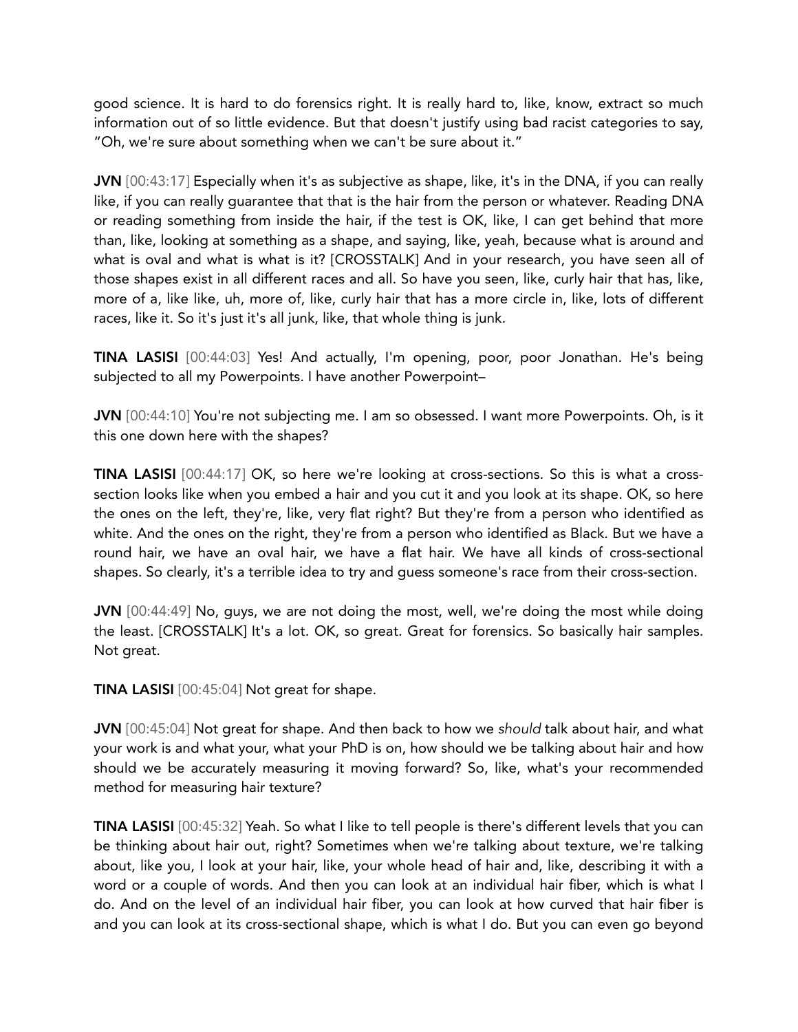good science. It is hard to do forensics right. It is really hard to, like, know, extract so much information out of so little evidence. But that doesn't justify using bad racist categories to say, "Oh, we're sure about something when we can't be sure about it."

**JVN** [00:43:17] Especially when it's as subjective as shape, like, it's in the DNA, if you can really like, if you can really guarantee that that is the hair from the person or whatever. Reading DNA or reading something from inside the hair, if the test is OK, like, I can get behind that more than, like, looking at something as a shape, and saying, like, yeah, because what is around and what is oval and what is what is it? [CROSSTALK] And in your research, you have seen all of those shapes exist in all different races and all. So have you seen, like, curly hair that has, like, more of a, like like, uh, more of, like, curly hair that has a more circle in, like, lots of different races, like it. So it's just it's all junk, like, that whole thing is junk.

**TINA LASISI** [00:44:03] Yes! And actually, I'm opening, poor, poor Jonathan. He's being subjected to all my Powerpoints. I have another Powerpoint–

**JVN** [00:44:10] You're not subjecting me. I am so obsessed. I want more Powerpoints. Oh, is it this one down here with the shapes?

**TINA LASISI** [00:44:17] OK, so here we're looking at cross-sections. So this is what a cross-section looks like when you embed a hair and you cut it and you look at its shape. OK, so here the ones on the left, they're, like, very flat right? But they're from a person who identified as white. And the ones on the right, they're from a person who identified as Black. But we have a round hair, we have an oval hair, we have a flat hair. We have all kinds of cross-sectional shapes. So clearly, it's a terrible idea to try and guess someone's race from their cross-section.

**JVN** [00:44:49] No, guys, we are not doing the most, well, we're doing the most while doing the least. [CROSSTALK] It's a lot. OK, so great. Great for forensics. So basically hair samples. Not great.

**TINA LASISI** [00:45:04] Not great for shape.

**JVN** [00:45:04] Not great for shape. And then back to how we *should* talk about hair, and what your work is and what your, what your PhD is on, how should we be talking about hair and how should we be accurately measuring it moving forward? So, like, what's your recommended method for measuring hair texture?

**TINA LASISI** [00:45:32] Yeah. So what I like to tell people is there's different levels that you can be thinking about hair out, right? Sometimes when we're talking about texture, we're talking about, like you, I look at your hair, like, your whole head of hair and, like, describing it with a word or a couple of words. And then you can look at an individual hair fiber, which is what I do. And on the level of an individual hair fiber, you can look at how curved that hair fiber is and you can look at its cross-sectional shape, which is what I do. But you can even go beyond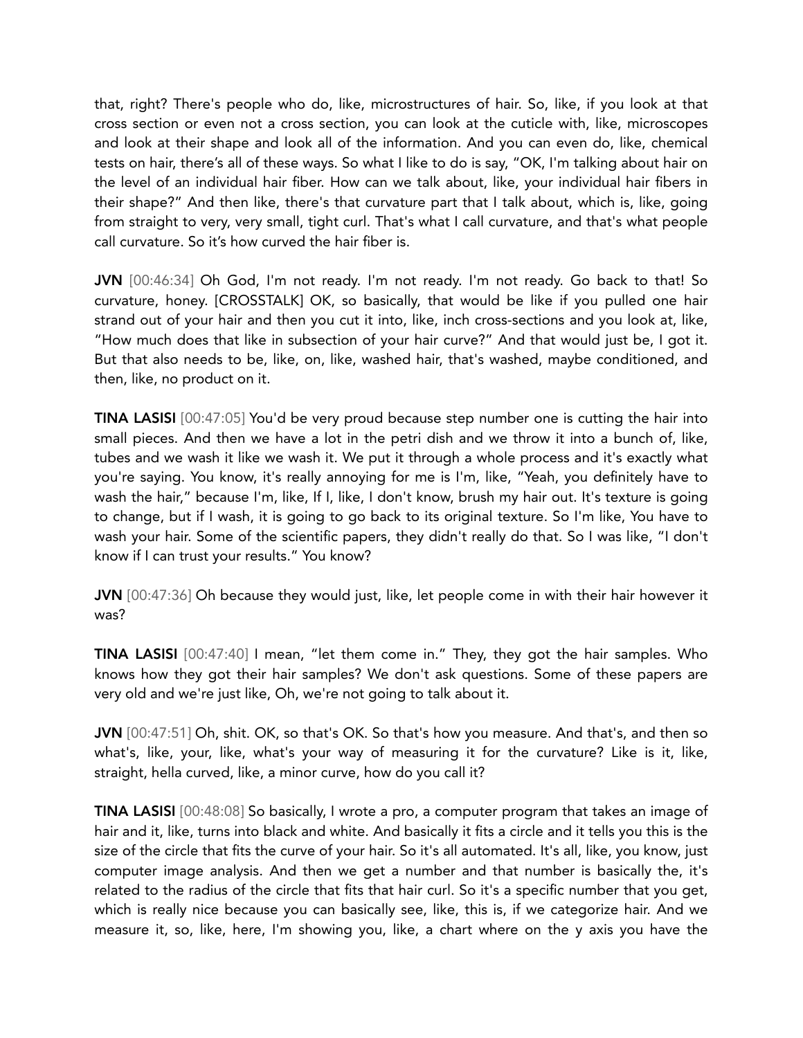that, right? There's people who do, like, microstructures of hair. So, like, if you look at that cross section or even not a cross section, you can look at the cuticle with, like, microscopes and look at their shape and look all of the information. And you can even do, like, chemical tests on hair, there's all of these ways. So what I like to do is say, "OK, I'm talking about hair on the level of an individual hair fiber. How can we talk about, like, your individual hair fibers in their shape?" And then like, there's that curvature part that I talk about, which is, like, going from straight to very, very small, tight curl. That's what I call curvature, and that's what people call curvature. So it's how curved the hair fiber is.

**JVN** [00:46:34] Oh God, I'm not ready. I'm not ready. I'm not ready. Go back to that! So curvature, honey. [CROSSTALK] OK, so basically, that would be like if you pulled one hair strand out of your hair and then you cut it into, like, inch cross-sections and you look at, like, "How much does that like in subsection of your hair curve?" And that would just be, I got it. But that also needs to be, like, on, like, washed hair, that's washed, maybe conditioned, and then, like, no product on it.

**TINA LASISI** [00:47:05] You'd be very proud because step number one is cutting the hair into small pieces. And then we have a lot in the petri dish and we throw it into a bunch of, like, tubes and we wash it like we wash it. We put it through a whole process and it's exactly what you're saying. You know, it's really annoying for me is I'm, like, "Yeah, you definitely have to wash the hair," because I'm, like, If I, like, I don't know, brush my hair out. It's texture is going to change, but if I wash, it is going to go back to its original texture. So I'm like, You have to wash your hair. Some of the scientific papers, they didn't really do that. So I was like, "I don't know if I can trust your results." You know?

**JVN** [00:47:36] Oh because they would just, like, let people come in with their hair however it was?

**TINA LASISI** [00:47:40] I mean, "let them come in." They, they got the hair samples. Who knows how they got their hair samples? We don't ask questions. Some of these papers are very old and we're just like, Oh, we're not going to talk about it.

**JVN** [00:47:51] Oh, shit. OK, so that's OK. So that's how you measure. And that's, and then so what's, like, your, like, what's your way of measuring it for the curvature? Like is it, like, straight, hella curved, like, a minor curve, how do you call it?

**TINA LASISI** [00:48:08] So basically, I wrote a pro, a computer program that takes an image of hair and it, like, turns into black and white. And basically it fits a circle and it tells you this is the size of the circle that fits the curve of your hair. So it's all automated. It's all, like, you know, just computer image analysis. And then we get a number and that number is basically the, it's related to the radius of the circle that fits that hair curl. So it's a specific number that you get, which is really nice because you can basically see, like, this is, if we categorize hair. And we measure it, so, like, here, I'm showing you, like, a chart where on the y axis you have the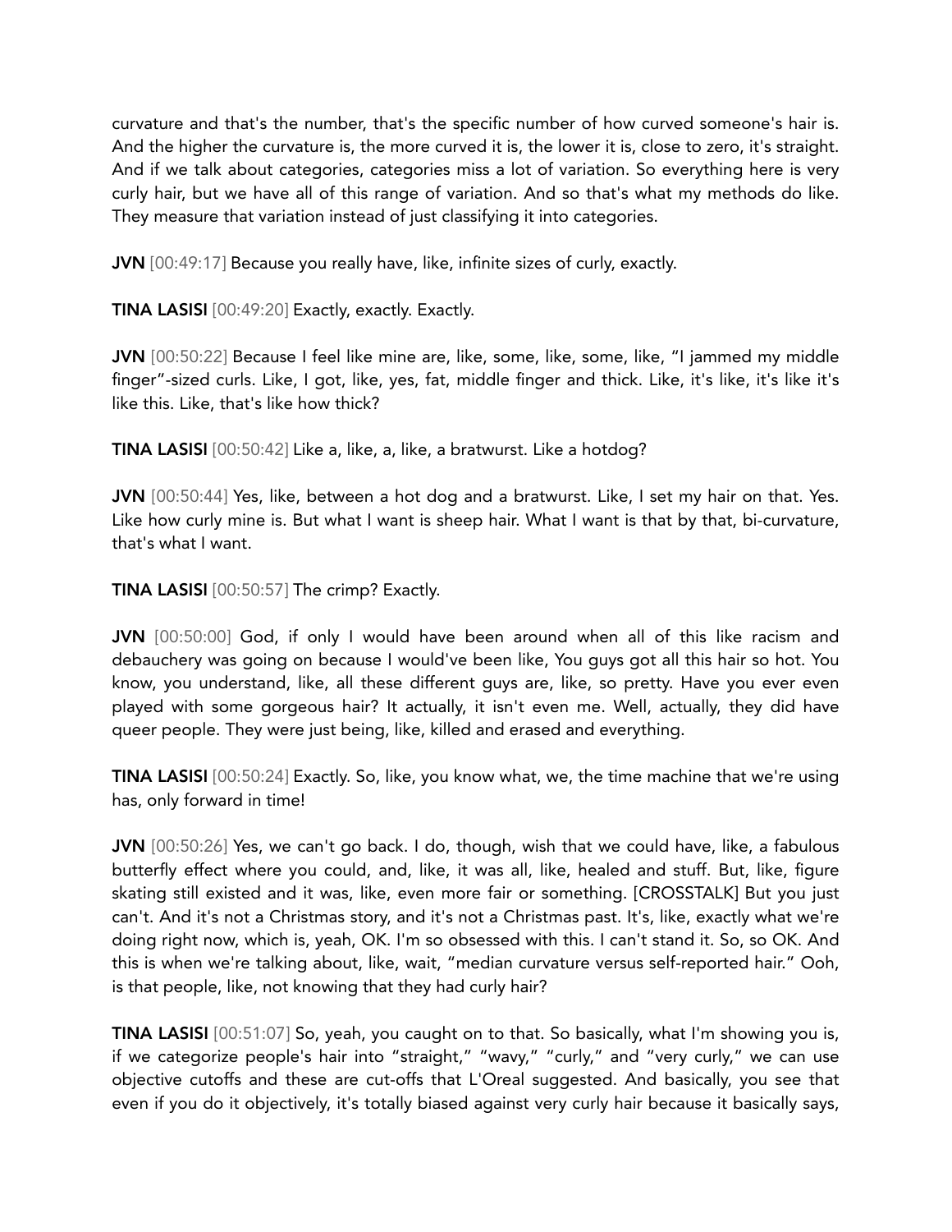curvature and that's the number, that's the specific number of how curved someone's hair is. And the higher the curvature is, the more curved it is, the lower it is, close to zero, it's straight. And if we talk about categories, categories miss a lot of variation. So everything here is very curly hair, but we have all of this range of variation. And so that's what my methods do like. They measure that variation instead of just classifying it into categories.

**JVN** [00:49:17] Because you really have, like, infinite sizes of curly, exactly.

**TINA LASISI** [00:49:20] Exactly, exactly. Exactly.

**JVN** [00:50:22] Because I feel like mine are, like, some, like, some, like, "I jammed my middle finger"-sized curls. Like, I got, like, yes, fat, middle finger and thick. Like, it's like, it's like it's like this. Like, that's like how thick?

**TINA LASISI** [00:50:42] Like a, like, a, like, a bratwurst. Like a hotdog?

**JVN** [00:50:44] Yes, like, between a hot dog and a bratwurst. Like, I set my hair on that. Yes. Like how curly mine is. But what I want is sheep hair. What I want is that by that, bi-curvature, that's what I want.

**TINA LASISI** [00:50:57] The crimp? Exactly.

**JVN** [00:50:00] God, if only I would have been around when all of this like racism and debauchery was going on because I would've been like, You guys got all this hair so hot. You know, you understand, like, all these different guys are, like, so pretty. Have you ever even played with some gorgeous hair? It actually, it isn't even me. Well, actually, they did have queer people. They were just being, like, killed and erased and everything.

**TINA LASISI** [00:50:24] Exactly. So, like, you know what, we, the time machine that we're using has, only forward in time!

**JVN** [00:50:26] Yes, we can't go back. I do, though, wish that we could have, like, a fabulous butterfly effect where you could, and, like, it was all, like, healed and stuff. But, like, figure skating still existed and it was, like, even more fair or something. [CROSSTALK] But you just can't. And it's not a Christmas story, and it's not a Christmas past. It's, like, exactly what we're doing right now, which is, yeah, OK. I'm so obsessed with this. I can't stand it. So, so OK. And this is when we're talking about, like, wait, "median curvature versus self-reported hair." Ooh, is that people, like, not knowing that they had curly hair?

**TINA LASISI** [00:51:07] So, yeah, you caught on to that. So basically, what I'm showing you is, if we categorize people's hair into "straight," "wavy," "curly," and "very curly," we can use objective cutoffs and these are cut-offs that L'Oreal suggested. And basically, you see that even if you do it objectively, it's totally biased against very curly hair because it basically says,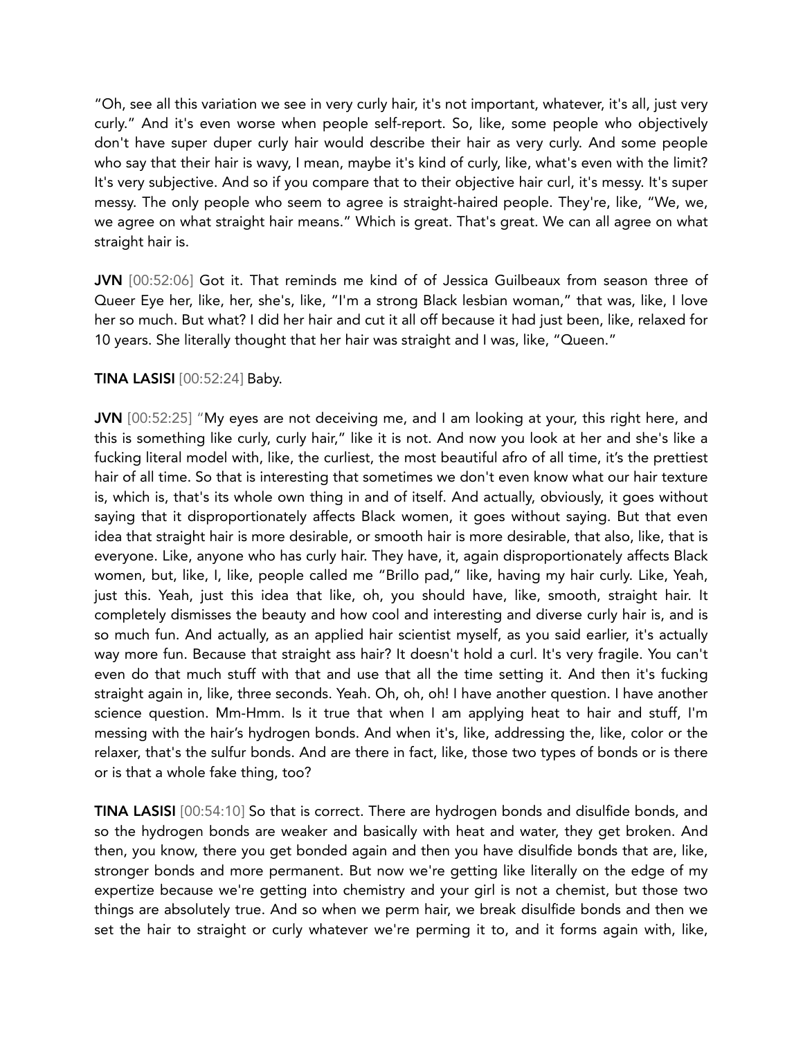"Oh, see all this variation we see in very curly hair, it's not important, whatever, it's all, just very curly." And it's even worse when people self-report. So, like, some people who objectively don't have super duper curly hair would describe their hair as very curly. And some people who say that their hair is wavy, I mean, maybe it's kind of curly, like, what's even with the limit? It's very subjective. And so if you compare that to their objective hair curl, it's messy. It's super messy. The only people who seem to agree is straight-haired people. They're, like, "We, we, we agree on what straight hair means." Which is great. That's great. We can all agree on what straight hair is.

**JVN** [00:52:06] Got it. That reminds me kind of of Jessica Guilbeaux from season three of Queer Eye her, like, her, she's, like, "I'm a strong Black lesbian woman," that was, like, I love her so much. But what? I did her hair and cut it all off because it had just been, like, relaxed for 10 years. She literally thought that her hair was straight and I was, like, "Queen."

**TINA LASISI** [00:52:24] Baby.

**JVN** [00:52:25] "My eyes are not deceiving me, and I am looking at your, this right here, and this is something like curly, curly hair," like it is not. And now you look at her and she's like a fucking literal model with, like, the curliest, the most beautiful afro of all time, it's the prettiest hair of all time. So that is interesting that sometimes we don't even know what our hair texture is, which is, that's its whole own thing in and of itself. And actually, obviously, it goes without saying that it disproportionately affects Black women, it goes without saying. But that even idea that straight hair is more desirable, or smooth hair is more desirable, that also, like, that is everyone. Like, anyone who has curly hair. They have, it, again disproportionately affects Black women, but, like, I, like, people called me "Brillo pad," like, having my hair curly. Like, Yeah, just this. Yeah, just this idea that like, oh, you should have, like, smooth, straight hair. It completely dismisses the beauty and how cool and interesting and diverse curly hair is, and is so much fun. And actually, as an applied hair scientist myself, as you said earlier, it's actually way more fun. Because that straight ass hair? It doesn't hold a curl. It's very fragile. You can't even do that much stuff with that and use that all the time setting it. And then it's fucking straight again in, like, three seconds. Yeah. Oh, oh, oh! I have another question. I have another science question. Mm-Hmm. Is it true that when I am applying heat to hair and stuff, I'm messing with the hair's hydrogen bonds. And when it's, like, addressing the, like, color or the relaxer, that's the sulfur bonds. And are there in fact, like, those two types of bonds or is there or is that a whole fake thing, too?

**TINA LASISI** [00:54:10] So that is correct. There are hydrogen bonds and disulfide bonds, and so the hydrogen bonds are weaker and basically with heat and water, they get broken. And then, you know, there you get bonded again and then you have disulfide bonds that are, like, stronger bonds and more permanent. But now we're getting like literally on the edge of my expertize because we're getting into chemistry and your girl is not a chemist, but those two things are absolutely true. And so when we perm hair, we break disulfide bonds and then we set the hair to straight or curly whatever we're perming it to, and it forms again with, like,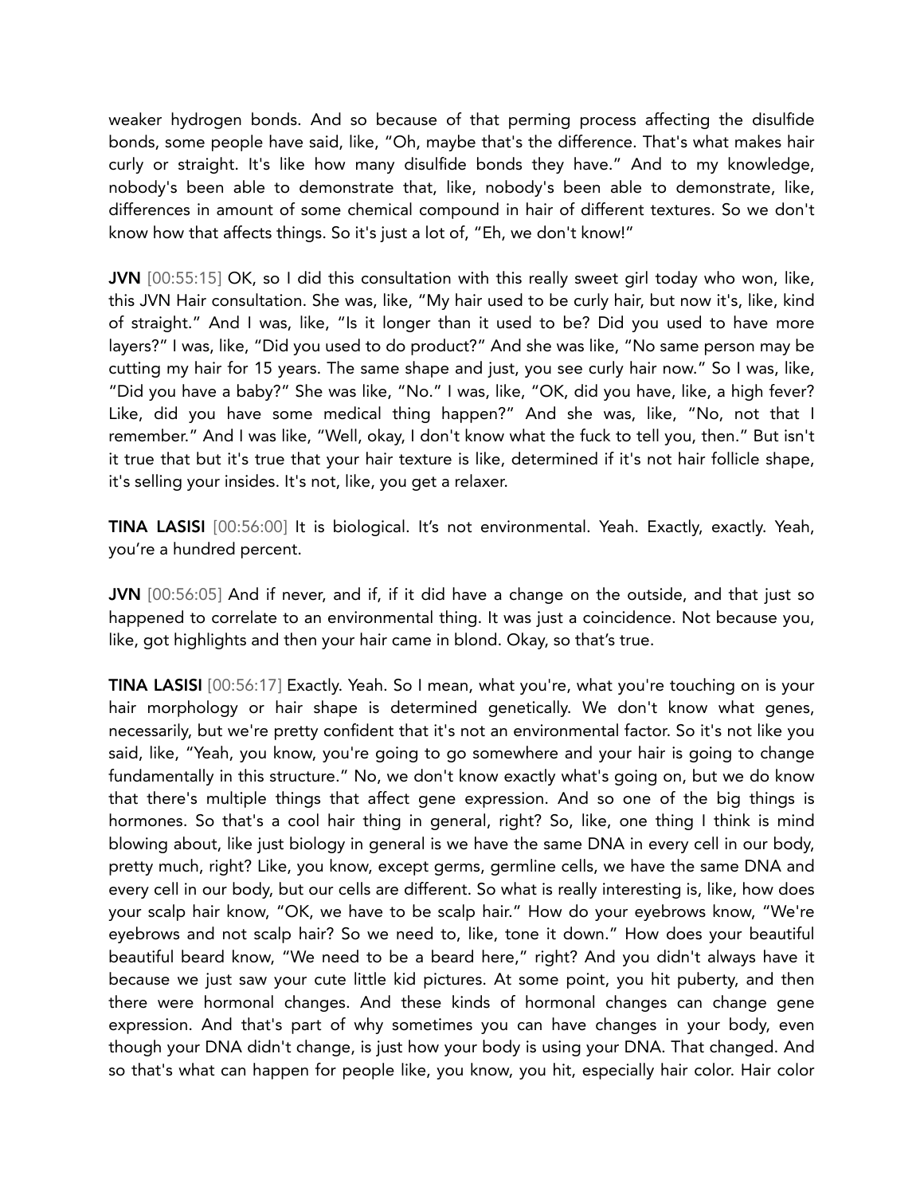weaker hydrogen bonds. And so because of that perming process affecting the disulfide bonds, some people have said, like, "Oh, maybe that's the difference. That's what makes hair curly or straight. It's like how many disulfide bonds they have." And to my knowledge, nobody's been able to demonstrate that, like, nobody's been able to demonstrate, like, differences in amount of some chemical compound in hair of different textures. So we don't know how that affects things. So it's just a lot of, "Eh, we don't know!"

**JVN** [00:55:15] OK, so I did this consultation with this really sweet girl today who won, like, this JVN Hair consultation. She was, like, "My hair used to be curly hair, but now it's, like, kind of straight." And I was, like, "Is it longer than it used to be? Did you used to have more layers?" I was, like, "Did you used to do product?" And she was like, "No same person may be cutting my hair for 15 years. The same shape and just, you see curly hair now." So I was, like, "Did you have a baby?" She was like, "No." I was, like, "OK, did you have, like, a high fever? Like, did you have some medical thing happen?" And she was, like, "No, not that I remember." And I was like, "Well, okay, I don't know what the fuck to tell you, then." But isn't it true that but it's true that your hair texture is like, determined if it's not hair follicle shape, it's selling your insides. It's not, like, you get a relaxer.

**TINA LASISI** [00:56:00] It is biological. It's not environmental. Yeah. Exactly, exactly. Yeah, you're a hundred percent.

**JVN** [00:56:05] And if never, and if, if it did have a change on the outside, and that just so happened to correlate to an environmental thing. It was just a coincidence. Not because you, like, got highlights and then your hair came in blond. Okay, so that's true.

**TINA LASISI** [00:56:17] Exactly. Yeah. So I mean, what you're, what you're touching on is your hair morphology or hair shape is determined genetically. We don't know what genes, necessarily, but we're pretty confident that it's not an environmental factor. So it's not like you said, like, "Yeah, you know, you're going to go somewhere and your hair is going to change fundamentally in this structure." No, we don't know exactly what's going on, but we do know that there's multiple things that affect gene expression. And so one of the big things is hormones. So that's a cool hair thing in general, right? So, like, one thing I think is mind blowing about, like just biology in general is we have the same DNA in every cell in our body, pretty much, right? Like, you know, except germs, germline cells, we have the same DNA and every cell in our body, but our cells are different. So what is really interesting is, like, how does your scalp hair know, "OK, we have to be scalp hair." How do your eyebrows know, "We're eyebrows and not scalp hair? So we need to, like, tone it down." How does your beautiful beautiful beard know, "We need to be a beard here," right? And you didn't always have it because we just saw your cute little kid pictures. At some point, you hit puberty, and then there were hormonal changes. And these kinds of hormonal changes can change gene expression. And that's part of why sometimes you can have changes in your body, even though your DNA didn't change, is just how your body is using your DNA. That changed. And so that's what can happen for people like, you know, you hit, especially hair color. Hair color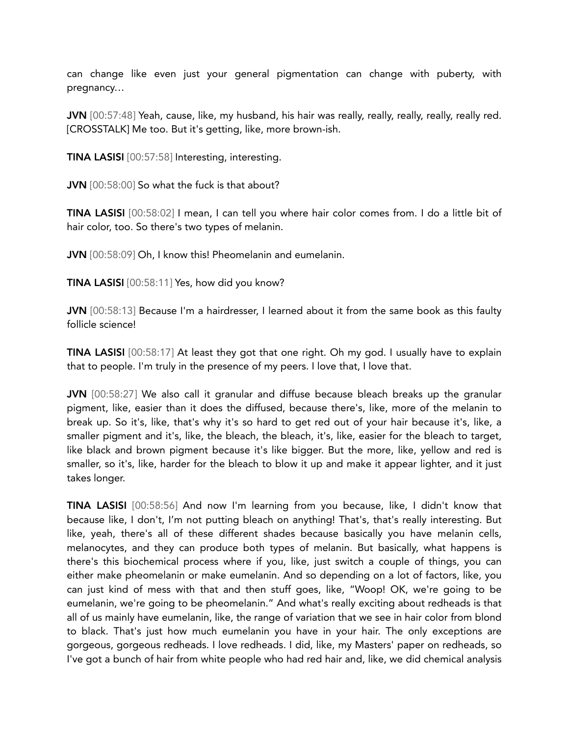can change like even just your general pigmentation can change with puberty, with pregnancy…

**JVN** [00:57:48] Yeah, cause, like, my husband, his hair was really, really, really, really, really red. [CROSSTALK] Me too. But it's getting, like, more brown-ish.

**TINA LASISI** [00:57:58] Interesting, interesting.

**JVN** [00:58:00] So what the fuck is that about?

**TINA LASISI** [00:58:02] I mean, I can tell you where hair color comes from. I do a little bit of hair color, too. So there's two types of melanin.

**JVN** [00:58:09] Oh, I know this! Pheomelanin and eumelanin.

**TINA LASISI** [00:58:11] Yes, how did you know?

**JVN** [00:58:13] Because I'm a hairdresser, I learned about it from the same book as this faulty follicle science!

**TINA LASISI** [00:58:17] At least they got that one right. Oh my god. I usually have to explain that to people. I'm truly in the presence of my peers. I love that, I love that.

**JVN** [00:58:27] We also call it granular and diffuse because bleach breaks up the granular pigment, like, easier than it does the diffused, because there's, like, more of the melanin to break up. So it's, like, that's why it's so hard to get red out of your hair because it's, like, a smaller pigment and it's, like, the bleach, the bleach, it's, like, easier for the bleach to target, like black and brown pigment because it's like bigger. But the more, like, yellow and red is smaller, so it's, like, harder for the bleach to blow it up and make it appear lighter, and it just takes longer.

**TINA LASISI** [00:58:56] And now I'm learning from you because, like, I didn't know that because like, I don't, I'm not putting bleach on anything! That's, that's really interesting. But like, yeah, there's all of these different shades because basically you have melanin cells, melanocytes, and they can produce both types of melanin. But basically, what happens is there's this biochemical process where if you, like, just switch a couple of things, you can either make pheomelanin or make eumelanin. And so depending on a lot of factors, like, you can just kind of mess with that and then stuff goes, like, "Woop! OK, we're going to be eumelanin, we're going to be pheomelanin." And what's really exciting about redheads is that all of us mainly have eumelanin, like, the range of variation that we see in hair color from blond to black. That's just how much eumelanin you have in your hair. The only exceptions are gorgeous, gorgeous redheads. I love redheads. I did, like, my Masters' paper on redheads, so I've got a bunch of hair from white people who had red hair and, like, we did chemical analysis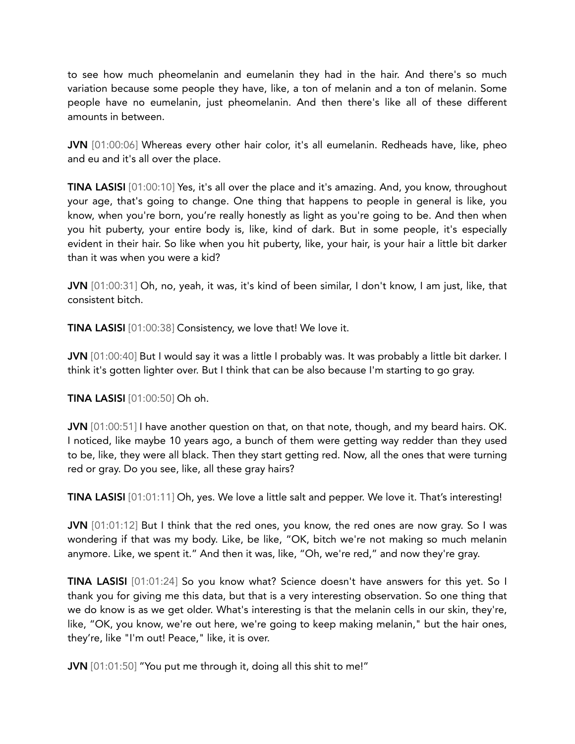to see how much pheomelanin and eumelanin they had in the hair. And there's so much variation because some people they have, like, a ton of melanin and a ton of melanin. Some people have no eumelanin, just pheomelanin. And then there's like all of these different amounts in between.

**JVN** [01:00:06] Whereas every other hair color, it's all eumelanin. Redheads have, like, pheo and eu and it's all over the place.

**TINA LASISI** [01:00:10] Yes, it's all over the place and it's amazing. And, you know, throughout your age, that's going to change. One thing that happens to people in general is like, you know, when you're born, you're really honestly as light as you're going to be. And then when you hit puberty, your entire body is, like, kind of dark. But in some people, it's especially evident in their hair. So like when you hit puberty, like, your hair, is your hair a little bit darker than it was when you were a kid?

**JVN** [01:00:31] Oh, no, yeah, it was, it's kind of been similar, I don't know, I am just, like, that consistent bitch.

**TINA LASISI** [01:00:38] Consistency, we love that! We love it.

**JVN** [01:00:40] But I would say it was a little I probably was. It was probably a little bit darker. I think it's gotten lighter over. But I think that can be also because I'm starting to go gray.

**TINA LASISI** [01:00:50] Oh oh.

**JVN** [01:00:51] I have another question on that, on that note, though, and my beard hairs. OK. I noticed, like maybe 10 years ago, a bunch of them were getting way redder than they used to be, like, they were all black. Then they start getting red. Now, all the ones that were turning red or gray. Do you see, like, all these gray hairs?

**TINA LASISI** [01:01:11] Oh, yes. We love a little salt and pepper. We love it. That's interesting!

**JVN** [01:01:12] But I think that the red ones, you know, the red ones are now gray. So I was wondering if that was my body. Like, be like, "OK, bitch we're not making so much melanin anymore. Like, we spent it." And then it was, like, "Oh, we're red," and now they're gray.

**TINA LASISI** [01:01:24] So you know what? Science doesn't have answers for this yet. So I thank you for giving me this data, but that is a very interesting observation. So one thing that we do know is as we get older. What's interesting is that the melanin cells in our skin, they're, like, "OK, you know, we're out here, we're going to keep making melanin," but the hair ones, they're, like "I'm out! Peace," like, it is over.

**JVN** [01:01:50] "You put me through it, doing all this shit to me!"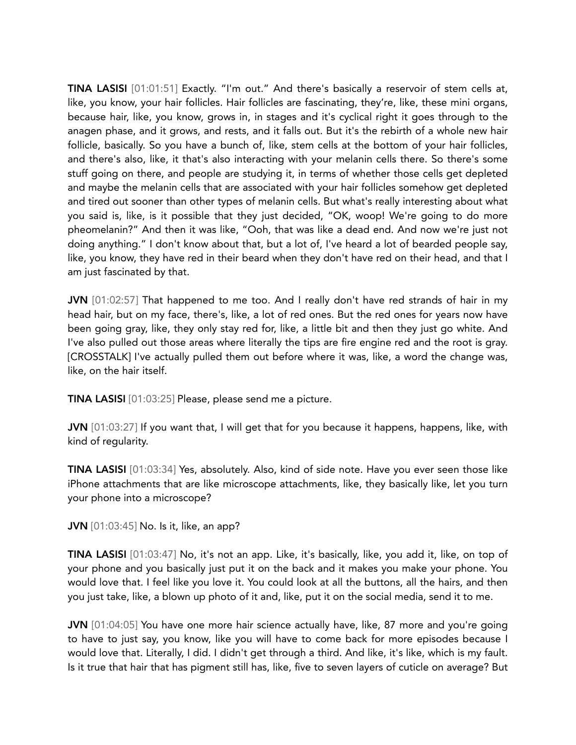**TINA LASISI** [01:01:51] Exactly. "I'm out." And there's basically a reservoir of stem cells at, like, you know, your hair follicles. Hair follicles are fascinating, they're, like, these mini organs, because hair, like, you know, grows in, in stages and it's cyclical right it goes through to the anagen phase, and it grows, and rests, and it falls out. But it's the rebirth of a whole new hair follicle, basically. So you have a bunch of, like, stem cells at the bottom of your hair follicles, and there's also, like, it that's also interacting with your melanin cells there. So there's some stuff going on there, and people are studying it, in terms of whether those cells get depleted and maybe the melanin cells that are associated with your hair follicles somehow get depleted and tired out sooner than other types of melanin cells. But what's really interesting about what you said is, like, is it possible that they just decided, "OK, woop! We're going to do more pheomelanin?" And then it was like, "Ooh, that was like a dead end. And now we're just not doing anything." I don't know about that, but a lot of, I've heard a lot of bearded people say, like, you know, they have red in their beard when they don't have red on their head, and that I am just fascinated by that.

**JVN** [01:02:57] That happened to me too. And I really don't have red strands of hair in my head hair, but on my face, there's, like, a lot of red ones. But the red ones for years now have been going gray, like, they only stay red for, like, a little bit and then they just go white. And I've also pulled out those areas where literally the tips are fire engine red and the root is gray. [CROSSTALK] I've actually pulled them out before where it was, like, a word the change was, like, on the hair itself.

**TINA LASISI** [01:03:25] Please, please send me a picture.

**JVN** [01:03:27] If you want that, I will get that for you because it happens, happens, like, with kind of regularity.

**TINA LASISI** [01:03:34] Yes, absolutely. Also, kind of side note. Have you ever seen those like iPhone attachments that are like microscope attachments, like, they basically like, let you turn your phone into a microscope?

**JVN** [01:03:45] No. Is it, like, an app?

**TINA LASISI** [01:03:47] No, it's not an app. Like, it's basically, like, you add it, like, on top of your phone and you basically just put it on the back and it makes you make your phone. You would love that. I feel like you love it. You could look at all the buttons, all the hairs, and then you just take, like, a blown up photo of it and, like, put it on the social media, send it to me.

**JVN** [01:04:05] You have one more hair science actually have, like, 87 more and you're going to have to just say, you know, like you will have to come back for more episodes because I would love that. Literally, I did. I didn't get through a third. And like, it's like, which is my fault. Is it true that hair that has pigment still has, like, five to seven layers of cuticle on average? But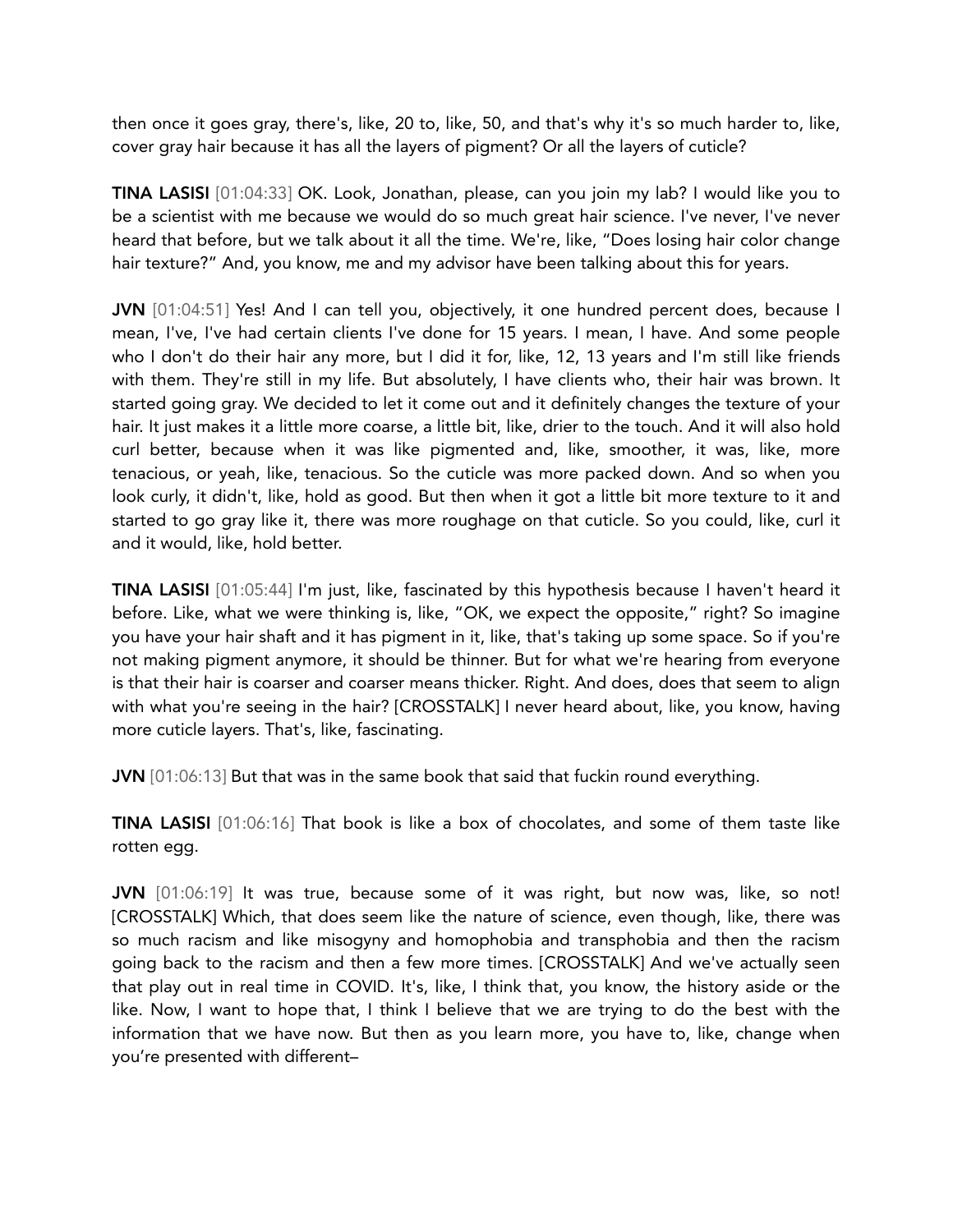then once it goes gray, there's, like, 20 to, like, 50, and that's why it's so much harder to, like, cover gray hair because it has all the layers of pigment? Or all the layers of cuticle?

**TINA LASISI** [01:04:33] OK. Look, Jonathan, please, can you join my lab? I would like you to be a scientist with me because we would do so much great hair science. I've never, I've never heard that before, but we talk about it all the time. We're, like, "Does losing hair color change hair texture?" And, you know, me and my advisor have been talking about this for years.

**JVN** [01:04:51] Yes! And I can tell you, objectively, it one hundred percent does, because I mean, I've, I've had certain clients I've done for 15 years. I mean, I have. And some people who I don't do their hair any more, but I did it for, like, 12, 13 years and I'm still like friends with them. They're still in my life. But absolutely, I have clients who, their hair was brown. It started going gray. We decided to let it come out and it definitely changes the texture of your hair. It just makes it a little more coarse, a little bit, like, drier to the touch. And it will also hold curl better, because when it was like pigmented and, like, smoother, it was, like, more tenacious, or yeah, like, tenacious. So the cuticle was more packed down. And so when you look curly, it didn't, like, hold as good. But then when it got a little bit more texture to it and started to go gray like it, there was more roughage on that cuticle. So you could, like, curl it and it would, like, hold better.

**TINA LASISI** [01:05:44] I'm just, like, fascinated by this hypothesis because I haven't heard it before. Like, what we were thinking is, like, "OK, we expect the opposite," right? So imagine you have your hair shaft and it has pigment in it, like, that's taking up some space. So if you're not making pigment anymore, it should be thinner. But for what we're hearing from everyone is that their hair is coarser and coarser means thicker. Right. And does, does that seem to align with what you're seeing in the hair? [CROSSTALK] I never heard about, like, you know, having more cuticle layers. That's, like, fascinating.

**JVN** [01:06:13] But that was in the same book that said that fuckin round everything.

**TINA LASISI** [01:06:16] That book is like a box of chocolates, and some of them taste like rotten egg.

**JVN** [01:06:19] It was true, because some of it was right, but now was, like, so not! [CROSSTALK] Which, that does seem like the nature of science, even though, like, there was so much racism and like misogyny and homophobia and transphobia and then the racism going back to the racism and then a few more times. [CROSSTALK] And we've actually seen that play out in real time in COVID. It's, like, I think that, you know, the history aside or the like. Now, I want to hope that, I think I believe that we are trying to do the best with the information that we have now. But then as you learn more, you have to, like, change when you're presented with different–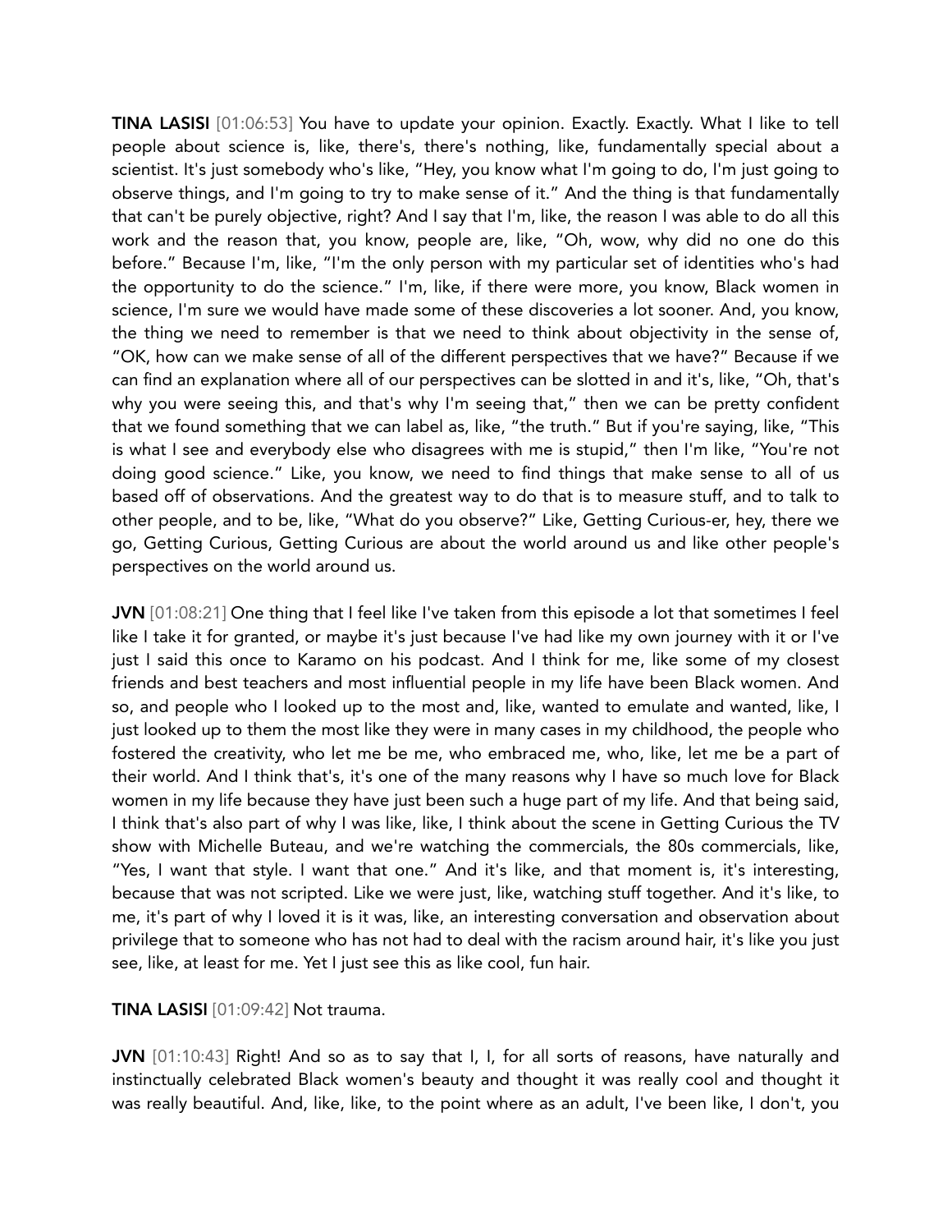**TINA LASISI** [01:06:53] You have to update your opinion. Exactly. Exactly. What I like to tell people about science is, like, there's, there's nothing, like, fundamentally special about a scientist. It's just somebody who's like, "Hey, you know what I'm going to do, I'm just going to observe things, and I'm going to try to make sense of it." And the thing is that fundamentally that can't be purely objective, right? And I say that I'm, like, the reason I was able to do all this work and the reason that, you know, people are, like, "Oh, wow, why did no one do this before." Because I'm, like, "I'm the only person with my particular set of identities who's had the opportunity to do the science." I'm, like, if there were more, you know, Black women in science, I'm sure we would have made some of these discoveries a lot sooner. And, you know, the thing we need to remember is that we need to think about objectivity in the sense of, "OK, how can we make sense of all of the different perspectives that we have?" Because if we can find an explanation where all of our perspectives can be slotted in and it's, like, "Oh, that's why you were seeing this, and that's why I'm seeing that," then we can be pretty confident that we found something that we can label as, like, "the truth." But if you're saying, like, "This is what I see and everybody else who disagrees with me is stupid," then I'm like, "You're not doing good science." Like, you know, we need to find things that make sense to all of us based off of observations. And the greatest way to do that is to measure stuff, and to talk to other people, and to be, like, "What do you observe?" Like, Getting Curious-er, hey, there we go, Getting Curious, Getting Curious are about the world around us and like other people's perspectives on the world around us.

**JVN** [01:08:21] One thing that I feel like I've taken from this episode a lot that sometimes I feel like I take it for granted, or maybe it's just because I've had like my own journey with it or I've just I said this once to Karamo on his podcast. And I think for me, like some of my closest friends and best teachers and most influential people in my life have been Black women. And so, and people who I looked up to the most and, like, wanted to emulate and wanted, like, I just looked up to them the most like they were in many cases in my childhood, the people who fostered the creativity, who let me be me, who embraced me, who, like, let me be a part of their world. And I think that's, it's one of the many reasons why I have so much love for Black women in my life because they have just been such a huge part of my life. And that being said, I think that's also part of why I was like, like, I think about the scene in Getting Curious the TV show with Michelle Buteau, and we're watching the commercials, the 80s commercials, like, "Yes, I want that style. I want that one." And it's like, and that moment is, it's interesting, because that was not scripted. Like we were just, like, watching stuff together. And it's like, to me, it's part of why I loved it is it was, like, an interesting conversation and observation about privilege that to someone who has not had to deal with the racism around hair, it's like you just see, like, at least for me. Yet I just see this as like cool, fun hair.

**TINA LASISI** [01:09:42] Not trauma.

**JVN** [01:10:43] Right! And so as to say that I, I, for all sorts of reasons, have naturally and instinctually celebrated Black women's beauty and thought it was really cool and thought it was really beautiful. And, like, like, to the point where as an adult, I've been like, I don't, you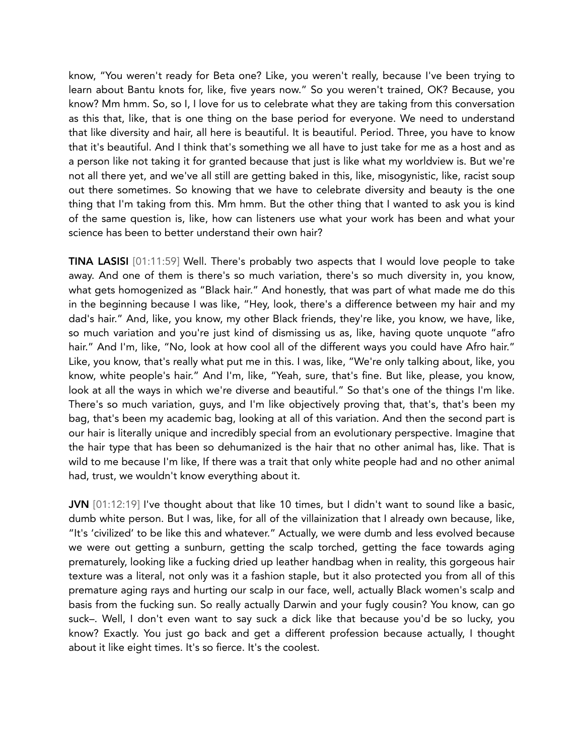know, "You weren't ready for Beta one? Like, you weren't really, because I've been trying to learn about Bantu knots for, like, five years now." So you weren't trained, OK? Because, you know? Mm hmm. So, so I, I love for us to celebrate what they are taking from this conversation as this that, like, that is one thing on the base period for everyone. We need to understand that like diversity and hair, all here is beautiful. It is beautiful. Period. Three, you have to know that it's beautiful. And I think that's something we all have to just take for me as a host and as a person like not taking it for granted because that just is like what my worldview is. But we're not all there yet, and we've all still are getting baked in this, like, misogynistic, like, racist soup out there sometimes. So knowing that we have to celebrate diversity and beauty is the one thing that I'm taking from this. Mm hmm. But the other thing that I wanted to ask you is kind of the same question is, like, how can listeners use what your work has been and what your science has been to better understand their own hair?

**TINA LASISI** [01:11:59] Well. There's probably two aspects that I would love people to take away. And one of them is there's so much variation, there's so much diversity in, you know, what gets homogenized as "Black hair." And honestly, that was part of what made me do this in the beginning because I was like, "Hey, look, there's a difference between my hair and my dad's hair." And, like, you know, my other Black friends, they're like, you know, we have, like, so much variation and you're just kind of dismissing us as, like, having quote unquote "afro hair." And I'm, like, "No, look at how cool all of the different ways you could have Afro hair." Like, you know, that's really what put me in this. I was, like, "We're only talking about, like, you know, white people's hair." And I'm, like, "Yeah, sure, that's fine. But like, please, you know, look at all the ways in which we're diverse and beautiful." So that's one of the things I'm like. There's so much variation, guys, and I'm like objectively proving that, that's, that's been my bag, that's been my academic bag, looking at all of this variation. And then the second part is our hair is literally unique and incredibly special from an evolutionary perspective. Imagine that the hair type that has been so dehumanized is the hair that no other animal has, like. That is wild to me because I'm like, If there was a trait that only white people had and no other animal had, trust, we wouldn't know everything about it.

**JVN** [01:12:19] I've thought about that like 10 times, but I didn't want to sound like a basic, dumb white person. But I was, like, for all of the villainization that I already own because, like, "It's 'civilized' to be like this and whatever." Actually, we were dumb and less evolved because we were out getting a sunburn, getting the scalp torched, getting the face towards aging prematurely, looking like a fucking dried up leather handbag when in reality, this gorgeous hair texture was a literal, not only was it a fashion staple, but it also protected you from all of this premature aging rays and hurting our scalp in our face, well, actually Black women's scalp and basis from the fucking sun. So really actually Darwin and your fugly cousin? You know, can go suck–. Well, I don't even want to say suck a dick like that because you'd be so lucky, you know? Exactly. You just go back and get a different profession because actually, I thought about it like eight times. It's so fierce. It's the coolest.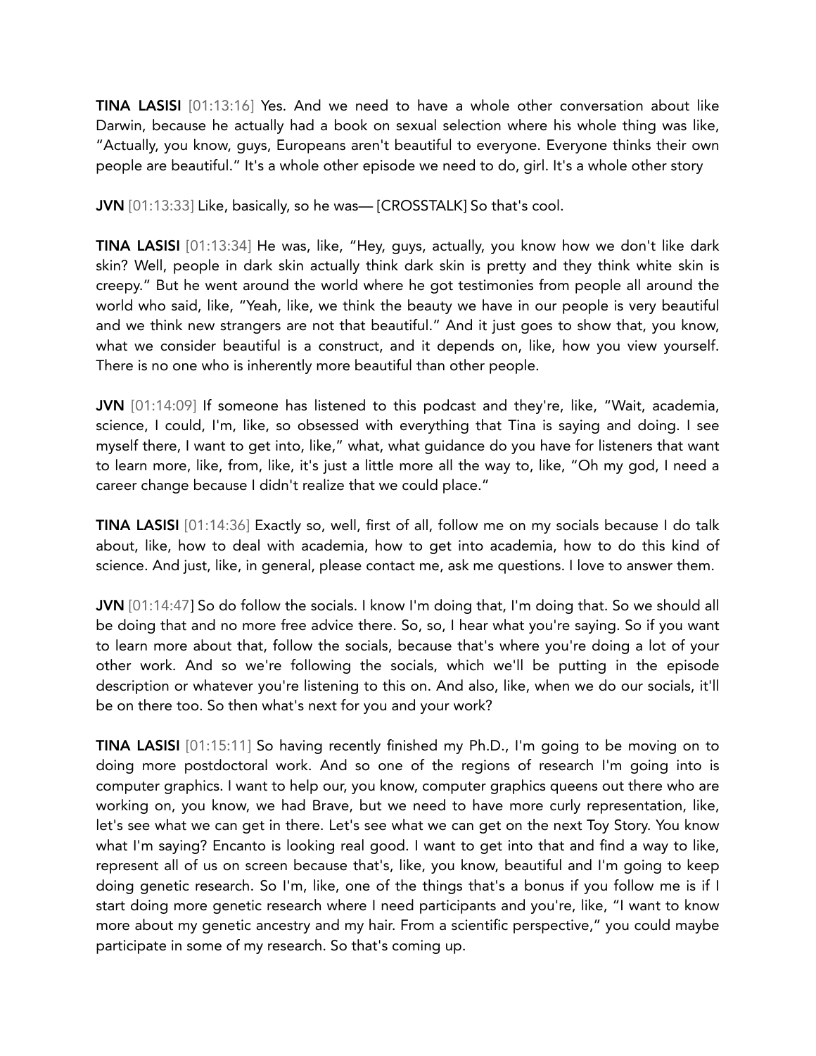**TINA LASISI** [01:13:16] Yes. And we need to have a whole other conversation about like Darwin, because he actually had a book on sexual selection where his whole thing was like, "Actually, you know, guys, Europeans aren't beautiful to everyone. Everyone thinks their own people are beautiful." It's a whole other episode we need to do, girl. It's a whole other story

**JVN** [01:13:33] Like, basically, so he was— [CROSSTALK] So that's cool.

**TINA LASISI** [01:13:34] He was, like, "Hey, guys, actually, you know how we don't like dark skin? Well, people in dark skin actually think dark skin is pretty and they think white skin is creepy." But he went around the world where he got testimonies from people all around the world who said, like, "Yeah, like, we think the beauty we have in our people is very beautiful and we think new strangers are not that beautiful." And it just goes to show that, you know, what we consider beautiful is a construct, and it depends on, like, how you view yourself. There is no one who is inherently more beautiful than other people.

**JVN** [01:14:09] If someone has listened to this podcast and they're, like, "Wait, academia, science, I could, I'm, like, so obsessed with everything that Tina is saying and doing. I see myself there, I want to get into, like," what, what guidance do you have for listeners that want to learn more, like, from, like, it's just a little more all the way to, like, "Oh my god, I need a career change because I didn't realize that we could place."

**TINA LASISI** [01:14:36] Exactly so, well, first of all, follow me on my socials because I do talk about, like, how to deal with academia, how to get into academia, how to do this kind of science. And just, like, in general, please contact me, ask me questions. I love to answer them.

**JVN** [01:14:47] So do follow the socials. I know I'm doing that, I'm doing that. So we should all be doing that and no more free advice there. So, so, I hear what you're saying. So if you want to learn more about that, follow the socials, because that's where you're doing a lot of your other work. And so we're following the socials, which we'll be putting in the episode description or whatever you're listening to this on. And also, like, when we do our socials, it'll be on there too. So then what's next for you and your work?

**TINA LASISI** [01:15:11] So having recently finished my Ph.D., I'm going to be moving on to doing more postdoctoral work. And so one of the regions of research I'm going into is computer graphics. I want to help our, you know, computer graphics queens out there who are working on, you know, we had Brave, but we need to have more curly representation, like, let's see what we can get in there. Let's see what we can get on the next Toy Story. You know what I'm saying? Encanto is looking real good. I want to get into that and find a way to like, represent all of us on screen because that's, like, you know, beautiful and I'm going to keep doing genetic research. So I'm, like, one of the things that's a bonus if you follow me is if I start doing more genetic research where I need participants and you're, like, "I want to know more about my genetic ancestry and my hair. From a scientific perspective," you could maybe participate in some of my research. So that's coming up.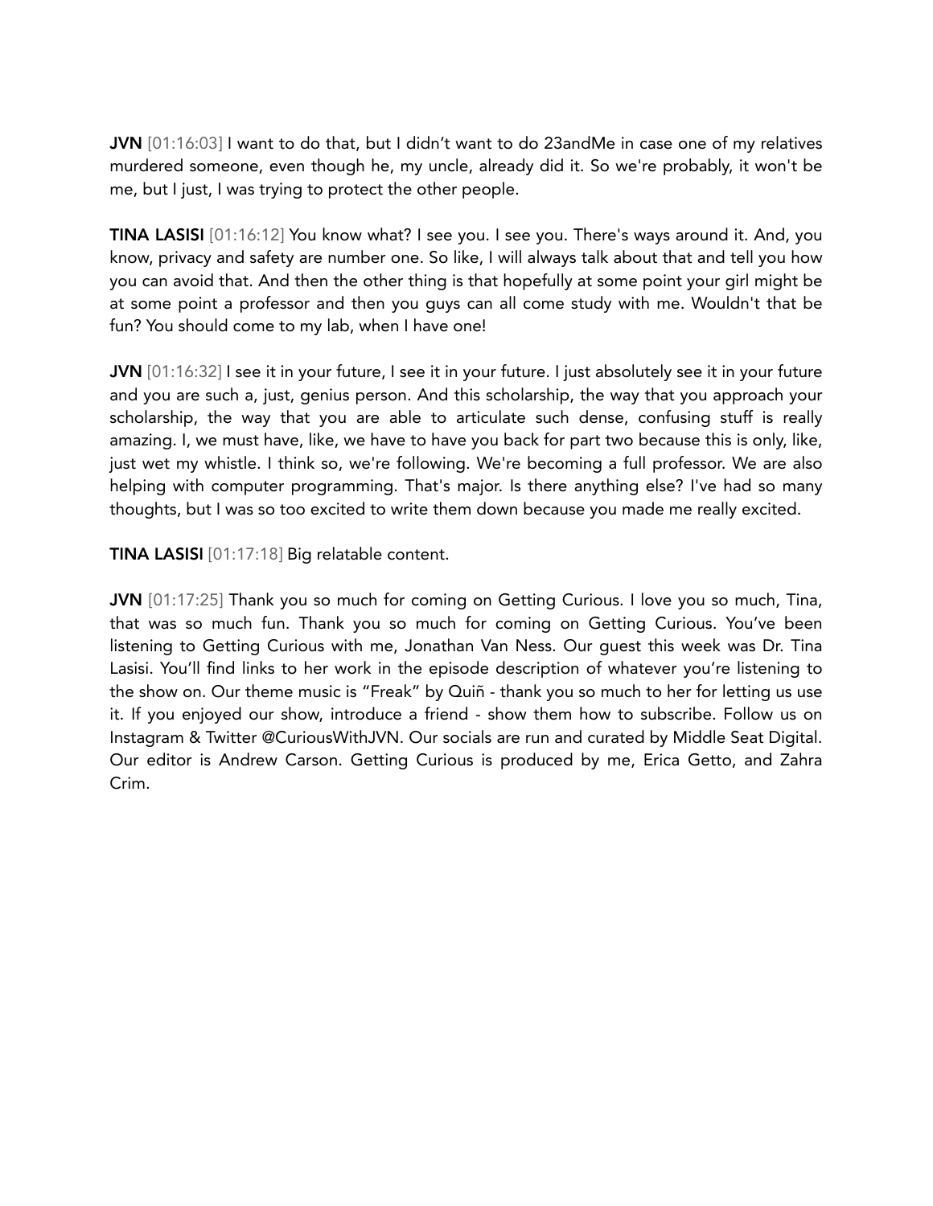**JVN** [01:16:03] I want to do that, but I didn't want to do 23andMe in case one of my relatives murdered someone, even though he, my uncle, already did it. So we're probably, it won't be me, but I just, I was trying to protect the other people.

**TINA LASISI** [01:16:12] You know what? I see you. I see you. There's ways around it. And, you know, privacy and safety are number one. So like, I will always talk about that and tell you how you can avoid that. And then the other thing is that hopefully at some point your girl might be at some point a professor and then you guys can all come study with me. Wouldn't that be fun? You should come to my lab, when I have one!

**JVN** [01:16:32] I see it in your future, I see it in your future. I just absolutely see it in your future and you are such a, just, genius person. And this scholarship, the way that you approach your scholarship, the way that you are able to articulate such dense, confusing stuff is really amazing. I, we must have, like, we have to have you back for part two because this is only, like, just wet my whistle. I think so, we're following. We're becoming a full professor. We are also helping with computer programming. That's major. Is there anything else? I've had so many thoughts, but I was so too excited to write them down because you made me really excited.

**TINA LASISI** [01:17:18] Big relatable content.

**JVN** [01:17:25] Thank you so much for coming on Getting Curious. I love you so much, Tina, that was so much fun. Thank you so much for coming on Getting Curious. You've been listening to Getting Curious with me, Jonathan Van Ness. Our guest this week was Dr. Tina Lasisi. You'll find links to her work in the episode description of whatever you're listening to the show on. Our theme music is "Freak" by Quiñ - thank you so much to her for letting us use it. If you enjoyed our show, introduce a friend - show them how to subscribe. Follow us on Instagram & Twitter @CuriousWithJVN. Our socials are run and curated by Middle Seat Digital. Our editor is Andrew Carson. Getting Curious is produced by me, Erica Getto, and Zahra Crim.